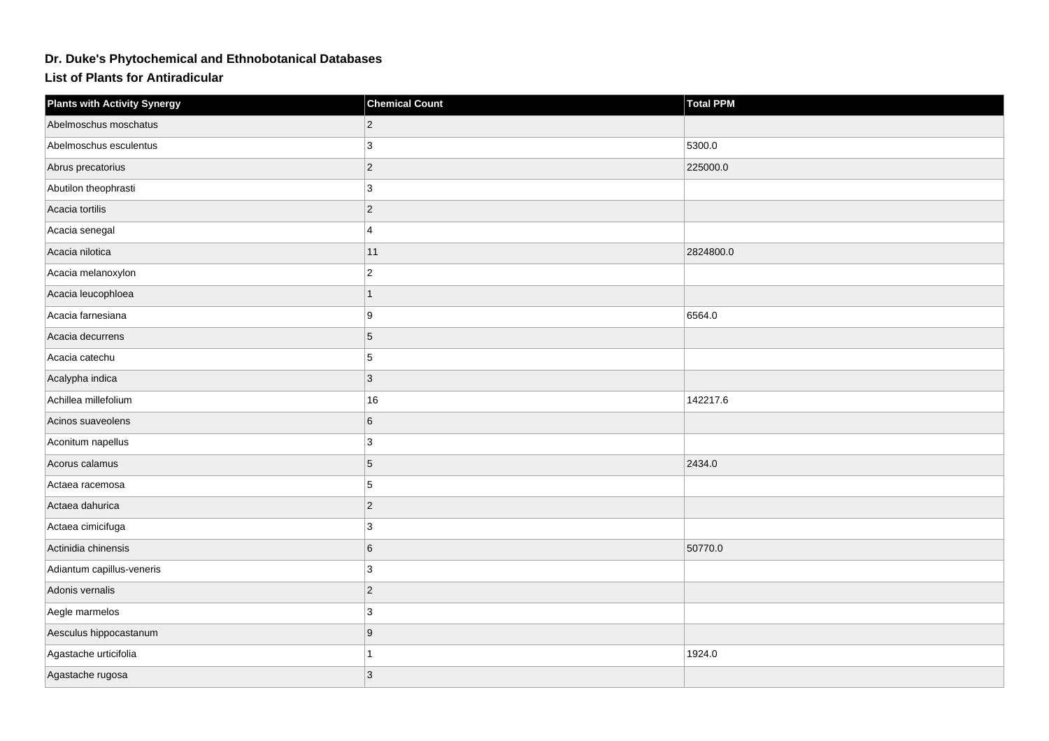# Dr. Duke's Phytochemical and Ethnobotanical Databases

## List of Plants for Antiradicular

| Plants with Activity Synergy | Chemical Count | Total PPM |
| --- | --- | --- |
| Abelmoschus moschatus | 2 | |
| Abelmoschus esculentus | 3 | 5300.0 |
| Abrus precatorius | 2 | 225000.0 |
| Abutilon theophrasti | 3 | |
| Acacia tortilis | 2 | |
| Acacia senegal | 4 | |
| Acacia nilotica | 11 | 2824800.0 |
| Acacia melanoxylon | 2 | |
| Acacia leucophloea | 1 | |
| Acacia farnesiana | 9 | 6564.0 |
| Acacia decurrens | 5 | |
| Acacia catechu | 5 | |
| Acalypha indica | 3 | |
| Achillea millefolium | 16 | 142217.6 |
| Acinos suaveolens | 6 | |
| Aconitum napellus | 3 | |
| Acorus calamus | 5 | 2434.0 |
| Actaea racemosa | 5 | |
| Actaea dahurica | 2 | |
| Actaea cimicifuga | 3 | |
| Actinidia chinensis | 6 | 50770.0 |
| Adiantum capillus-veneris | 3 | |
| Adonis vernalis | 2 | |
| Aegle marmelos | 3 | |
| Aesculus hippocastanum | 9 | |
| Agastache urticifolia | 1 | 1924.0 |
| Agastache rugosa | 3 | |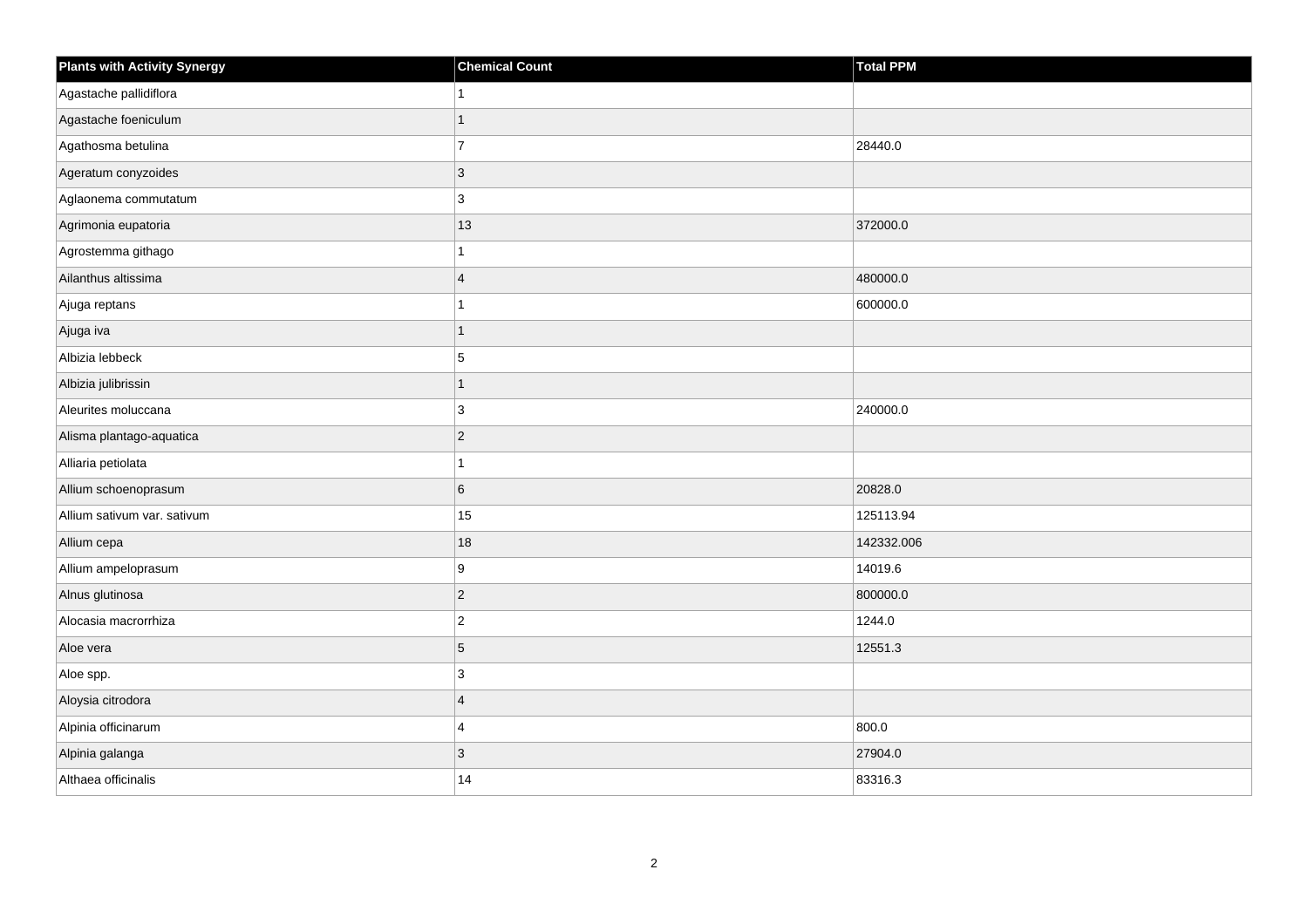| Plants with Activity Synergy | Chemical Count | Total PPM |
|---|---|---|
| Agastache pallidiflora | 1 | |
| Agastache foeniculum | 1 | |
| Agathosma betulina | 7 | 28440.0 |
| Ageratum conyzoides | 3 | |
| Aglaonema commutatum | 3 | |
| Agrimonia eupatoria | 13 | 372000.0 |
| Agrostemma githago | 1 | |
| Ailanthus altissima | 4 | 480000.0 |
| Ajuga reptans | 1 | 600000.0 |
| Ajuga iva | 1 | |
| Albizia lebbeck | 5 | |
| Albizia julibrissin | 1 | |
| Aleurites moluccana | 3 | 240000.0 |
| Alisma plantago-aquatica | 2 | |
| Alliaria petiolata | 1 | |
| Allium schoenoprasum | 6 | 20828.0 |
| Allium sativum var. sativum | 15 | 125113.94 |
| Allium cepa | 18 | 142332.006 |
| Allium ampeloprasum | 9 | 14019.6 |
| Alnus glutinosa | 2 | 800000.0 |
| Alocasia macrorrhiza | 2 | 1244.0 |
| Aloe vera | 5 | 12551.3 |
| Aloe spp. | 3 | |
| Aloysia citrodora | 4 | |
| Alpinia officinarum | 4 | 800.0 |
| Alpinia galanga | 3 | 27904.0 |
| Althaea officinalis | 14 | 83316.3 |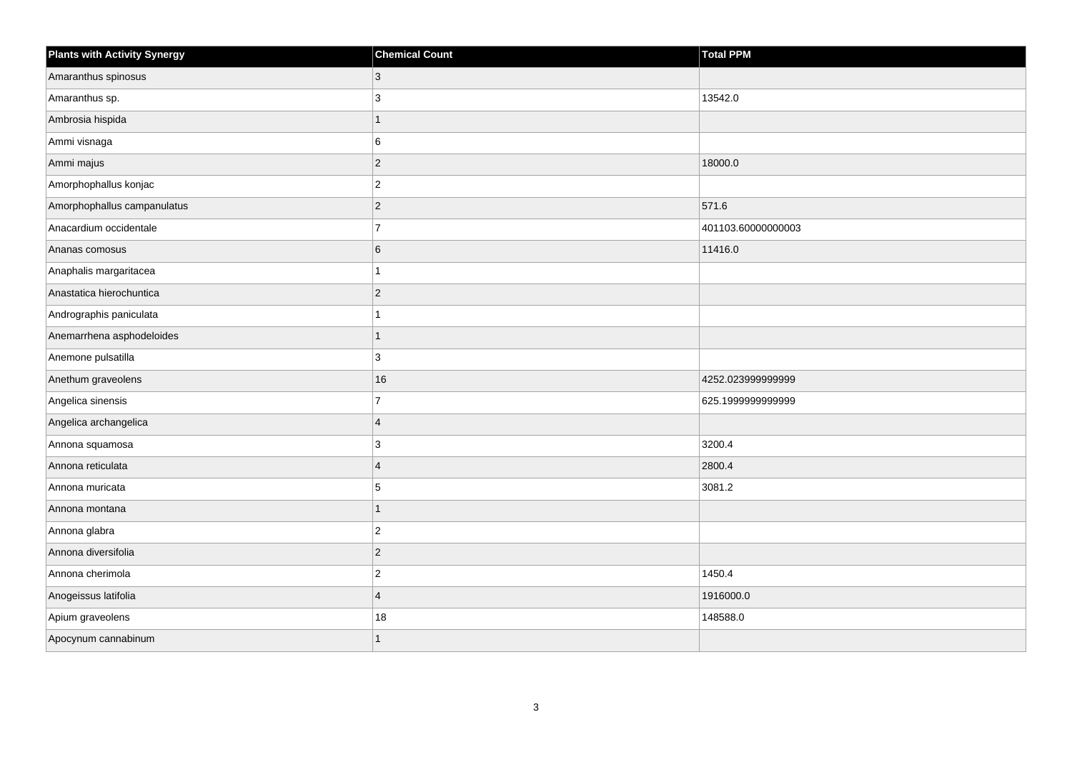| Plants with Activity Synergy | Chemical Count | Total PPM |
| --- | --- | --- |
| Amaranthus spinosus | 3 | |
| Amaranthus sp. | 3 | 13542.0 |
| Ambrosia hispida | 1 | |
| Ammi visnaga | 6 | |
| Ammi majus | 2 | 18000.0 |
| Amorphophallus konjac | 2 | |
| Amorphophallus campanulatus | 2 | 571.6 |
| Anacardium occidentale | 7 | 401103.60000000003 |
| Ananas comosus | 6 | 11416.0 |
| Anaphalis margaritacea | 1 | |
| Anastatica hierochuntica | 2 | |
| Andrographis paniculata | 1 | |
| Anemarrhena asphodeloides | 1 | |
| Anemone pulsatilla | 3 | |
| Anethum graveolens | 16 | 4252.023999999999 |
| Angelica sinensis | 7 | 625.1999999999999 |
| Angelica archangelica | 4 | |
| Annona squamosa | 3 | 3200.4 |
| Annona reticulata | 4 | 2800.4 |
| Annona muricata | 5 | 3081.2 |
| Annona montana | 1 | |
| Annona glabra | 2 | |
| Annona diversifolia | 2 | |
| Annona cherimola | 2 | 1450.4 |
| Anogeissus latifolia | 4 | 1916000.0 |
| Apium graveolens | 18 | 148588.0 |
| Apocynum cannabinum | 1 | |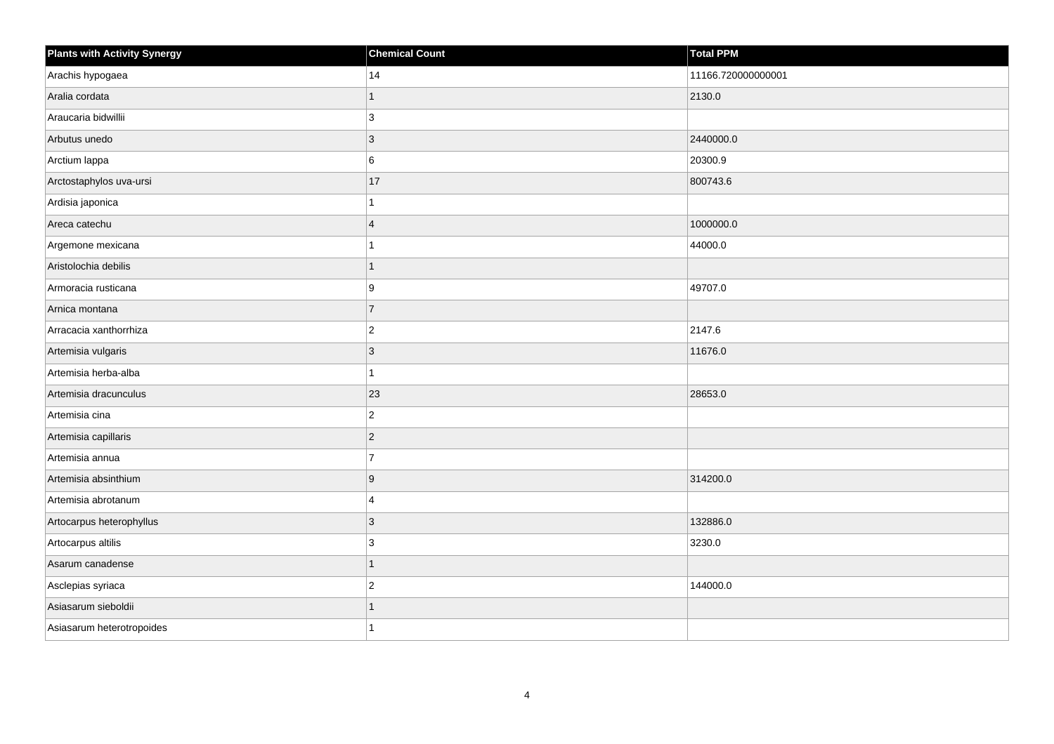| Plants with Activity Synergy | Chemical Count | Total PPM |
|---|---|---|
| Arachis hypogaea | 14 | 11166.720000000001 |
| Aralia cordata | 1 | 2130.0 |
| Araucaria bidwillii | 3 | |
| Arbutus unedo | 3 | 2440000.0 |
| Arctium lappa | 6 | 20300.9 |
| Arctostaphylos uva-ursi | 17 | 800743.6 |
| Ardisia japonica | 1 | |
| Areca catechu | 4 | 1000000.0 |
| Argemone mexicana | 1 | 44000.0 |
| Aristolochia debilis | 1 | |
| Armoracia rusticana | 9 | 49707.0 |
| Arnica montana | 7 | |
| Arracacia xanthorrhiza | 2 | 2147.6 |
| Artemisia vulgaris | 3 | 11676.0 |
| Artemisia herba-alba | 1 | |
| Artemisia dracunculus | 23 | 28653.0 |
| Artemisia cina | 2 | |
| Artemisia capillaris | 2 | |
| Artemisia annua | 7 | |
| Artemisia absinthium | 9 | 314200.0 |
| Artemisia abrotanum | 4 | |
| Artocarpus heterophyllus | 3 | 132886.0 |
| Artocarpus altilis | 3 | 3230.0 |
| Asarum canadense | 1 | |
| Asclepias syriaca | 2 | 144000.0 |
| Asiasarum sieboldii | 1 | |
| Asiasarum heterotropoides | 1 | |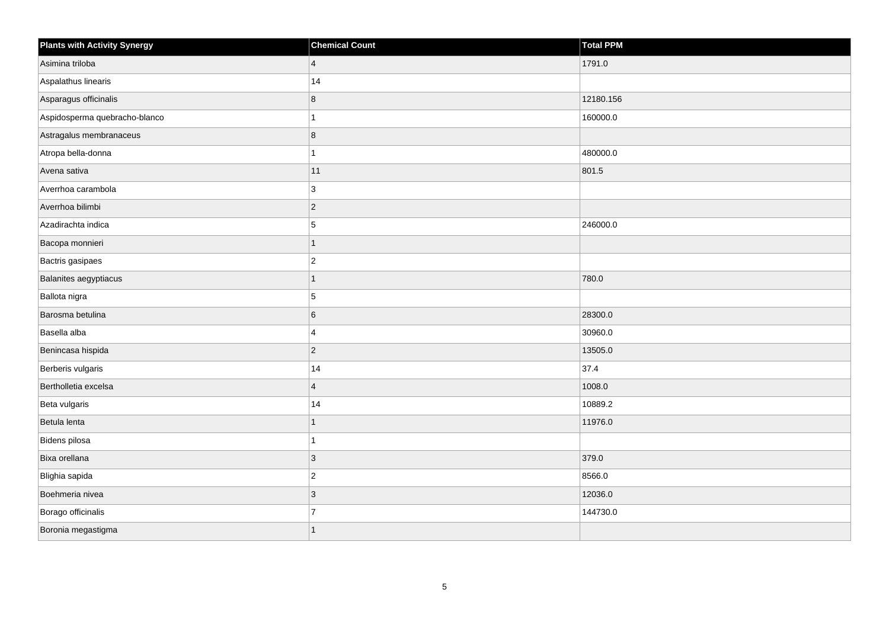| Plants with Activity Synergy | Chemical Count | Total PPM |
| --- | --- | --- |
| Asimina triloba | 4 | 1791.0 |
| Aspalathus linearis | 14 | |
| Asparagus officinalis | 8 | 12180.156 |
| Aspidosperma quebracho-blanco | 1 | 160000.0 |
| Astragalus membranaceus | 8 | |
| Atropa bella-donna | 1 | 480000.0 |
| Avena sativa | 11 | 801.5 |
| Averrhoa carambola | 3 | |
| Averrhoa bilimbi | 2 | |
| Azadirachta indica | 5 | 246000.0 |
| Bacopa monnieri | 1 | |
| Bactris gasipaes | 2 | |
| Balanites aegyptiacus | 1 | 780.0 |
| Ballota nigra | 5 | |
| Barosma betulina | 6 | 28300.0 |
| Basella alba | 4 | 30960.0 |
| Benincasa hispida | 2 | 13505.0 |
| Berberis vulgaris | 14 | 37.4 |
| Bertholletia excelsa | 4 | 1008.0 |
| Beta vulgaris | 14 | 10889.2 |
| Betula lenta | 1 | 11976.0 |
| Bidens pilosa | 1 | |
| Bixa orellana | 3 | 379.0 |
| Blighia sapida | 2 | 8566.0 |
| Boehmeria nivea | 3 | 12036.0 |
| Borago officinalis | 7 | 144730.0 |
| Boronia megastigma | 1 | |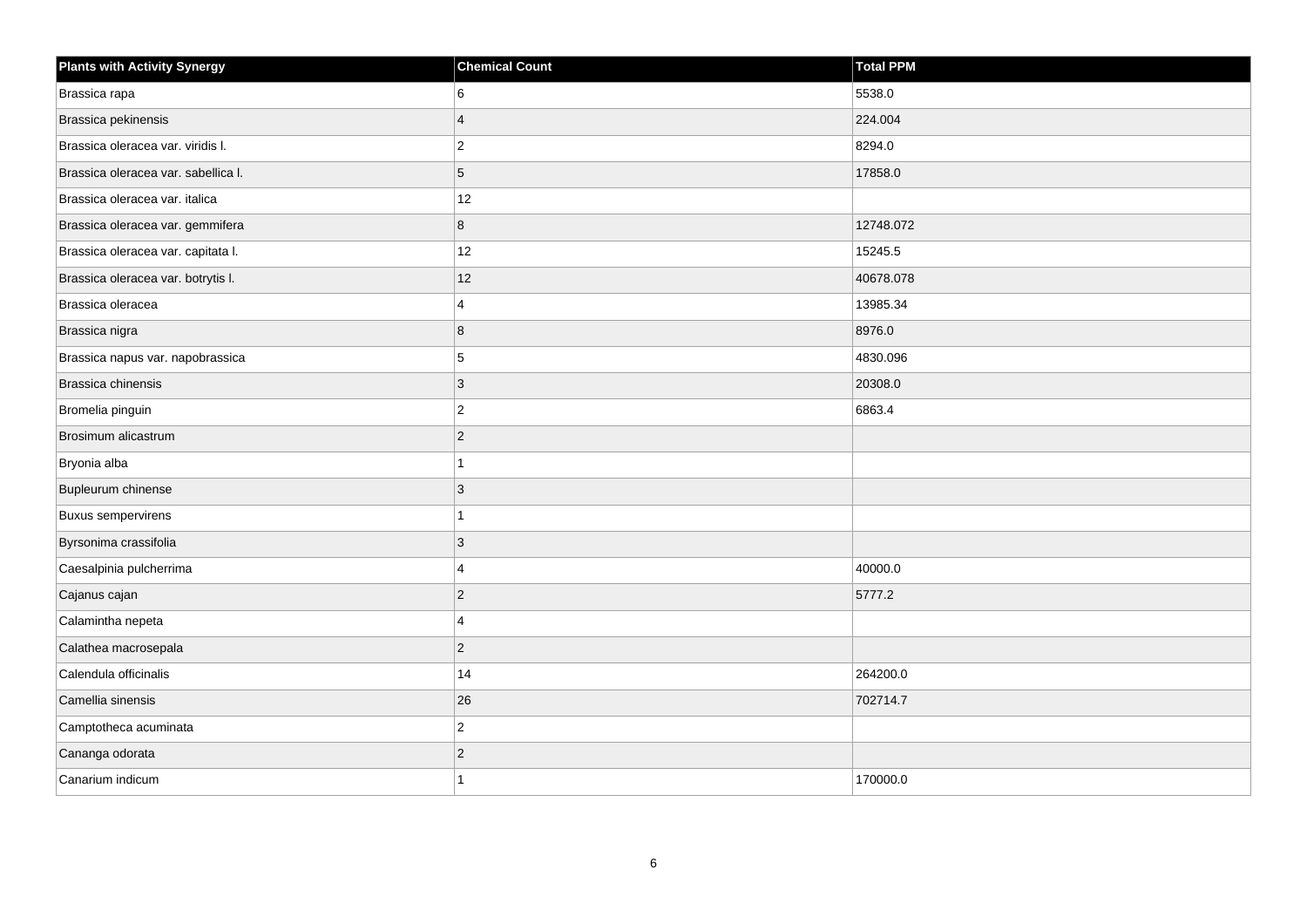| Plants with Activity Synergy | Chemical Count | Total PPM |
|---|---|---|
| Brassica rapa | 6 | 5538.0 |
| Brassica pekinensis | 4 | 224.004 |
| Brassica oleracea var. viridis l. | 2 | 8294.0 |
| Brassica oleracea var. sabellica l. | 5 | 17858.0 |
| Brassica oleracea var. italica | 12 | |
| Brassica oleracea var. gemmifera | 8 | 12748.072 |
| Brassica oleracea var. capitata l. | 12 | 15245.5 |
| Brassica oleracea var. botrytis l. | 12 | 40678.078 |
| Brassica oleracea | 4 | 13985.34 |
| Brassica nigra | 8 | 8976.0 |
| Brassica napus var. napobrassica | 5 | 4830.096 |
| Brassica chinensis | 3 | 20308.0 |
| Bromelia pinguin | 2 | 6863.4 |
| Brosimum alicastrum | 2 | |
| Bryonia alba | 1 | |
| Bupleurum chinense | 3 | |
| Buxus sempervirens | 1 | |
| Byrsonima crassifolia | 3 | |
| Caesalpinia pulcherrima | 4 | 40000.0 |
| Cajanus cajan | 2 | 5777.2 |
| Calamintha nepeta | 4 | |
| Calathea macrosepala | 2 | |
| Calendula officinalis | 14 | 264200.0 |
| Camellia sinensis | 26 | 702714.7 |
| Camptotheca acuminata | 2 | |
| Cananga odorata | 2 | |
| Canarium indicum | 1 | 170000.0 |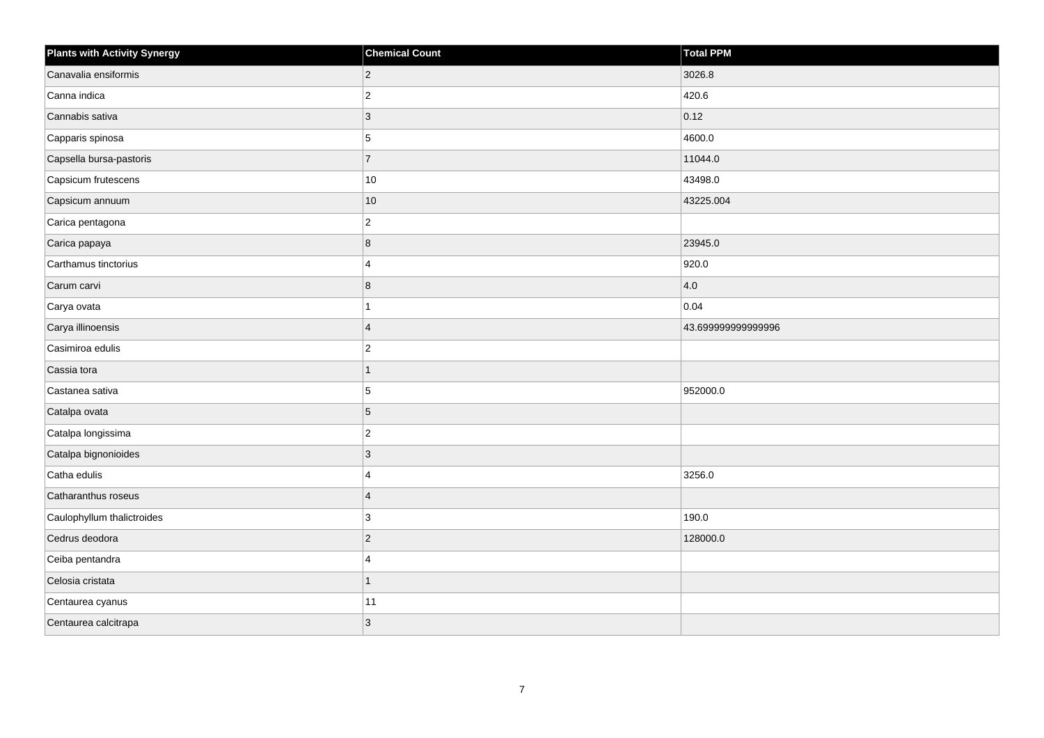| Plants with Activity Synergy | Chemical Count | Total PPM |
| --- | --- | --- |
| Canavalia ensiformis | 2 | 3026.8 |
| Canna indica | 2 | 420.6 |
| Cannabis sativa | 3 | 0.12 |
| Capparis spinosa | 5 | 4600.0 |
| Capsella bursa-pastoris | 7 | 11044.0 |
| Capsicum frutescens | 10 | 43498.0 |
| Capsicum annuum | 10 | 43225.004 |
| Carica pentagona | 2 | |
| Carica papaya | 8 | 23945.0 |
| Carthamus tinctorius | 4 | 920.0 |
| Carum carvi | 8 | 4.0 |
| Carya ovata | 1 | 0.04 |
| Carya illinoensis | 4 | 43.699999999999996 |
| Casimiroa edulis | 2 | |
| Cassia tora | 1 | |
| Castanea sativa | 5 | 952000.0 |
| Catalpa ovata | 5 | |
| Catalpa longissima | 2 | |
| Catalpa bignonioides | 3 | |
| Catha edulis | 4 | 3256.0 |
| Catharanthus roseus | 4 | |
| Caulophyllum thalictroides | 3 | 190.0 |
| Cedrus deodora | 2 | 128000.0 |
| Ceiba pentandra | 4 | |
| Celosia cristata | 1 | |
| Centaurea cyanus | 11 | |
| Centaurea calcitrapa | 3 | |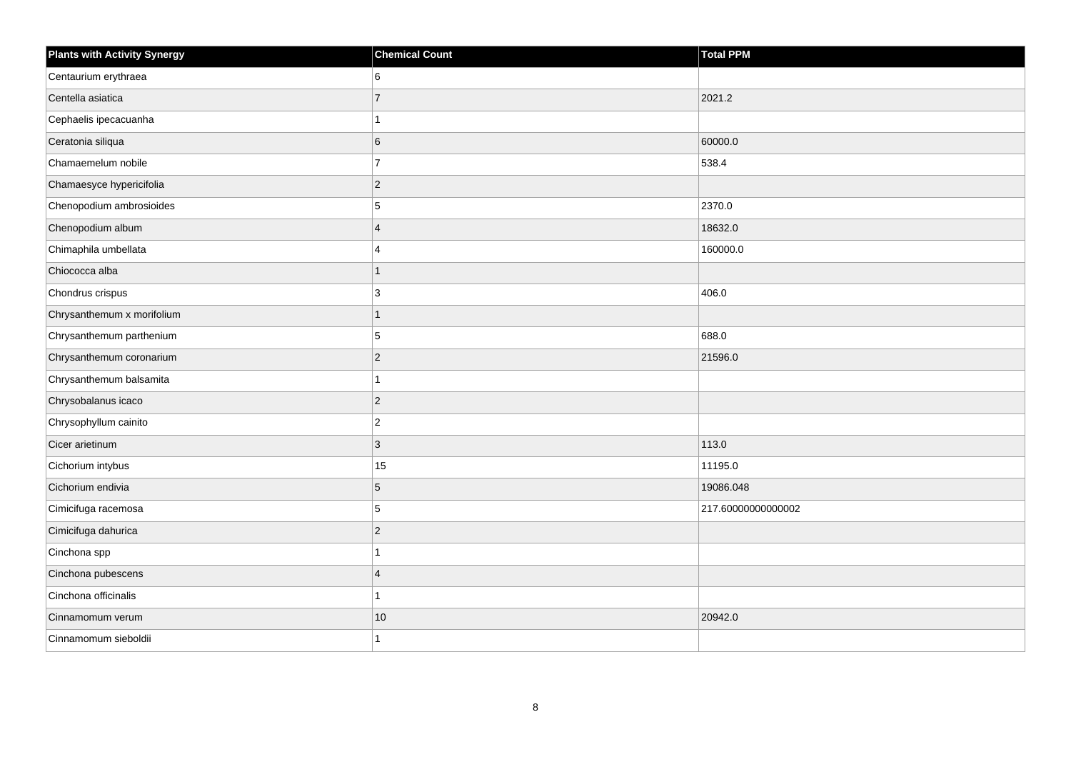| Plants with Activity Synergy | Chemical Count | Total PPM |
| --- | --- | --- |
| Centaurium erythraea | 6 | |
| Centella asiatica | 7 | 2021.2 |
| Cephaelis ipecacuanha | 1 | |
| Ceratonia siliqua | 6 | 60000.0 |
| Chamaemelum nobile | 7 | 538.4 |
| Chamaesyce hypericifolia | 2 | |
| Chenopodium ambrosioides | 5 | 2370.0 |
| Chenopodium album | 4 | 18632.0 |
| Chimaphila umbellata | 4 | 160000.0 |
| Chiococca alba | 1 | |
| Chondrus crispus | 3 | 406.0 |
| Chrysanthemum x morifolium | 1 | |
| Chrysanthemum parthenium | 5 | 688.0 |
| Chrysanthemum coronarium | 2 | 21596.0 |
| Chrysanthemum balsamita | 1 | |
| Chrysobalanus icaco | 2 | |
| Chrysophyllum cainito | 2 | |
| Cicer arietinum | 3 | 113.0 |
| Cichorium intybus | 15 | 11195.0 |
| Cichorium endivia | 5 | 19086.048 |
| Cimicifuga racemosa | 5 | 217.60000000000002 |
| Cimicifuga dahurica | 2 | |
| Cinchona spp | 1 | |
| Cinchona pubescens | 4 | |
| Cinchona officinalis | 1 | |
| Cinnamomum verum | 10 | 20942.0 |
| Cinnamomum sieboldii | 1 | |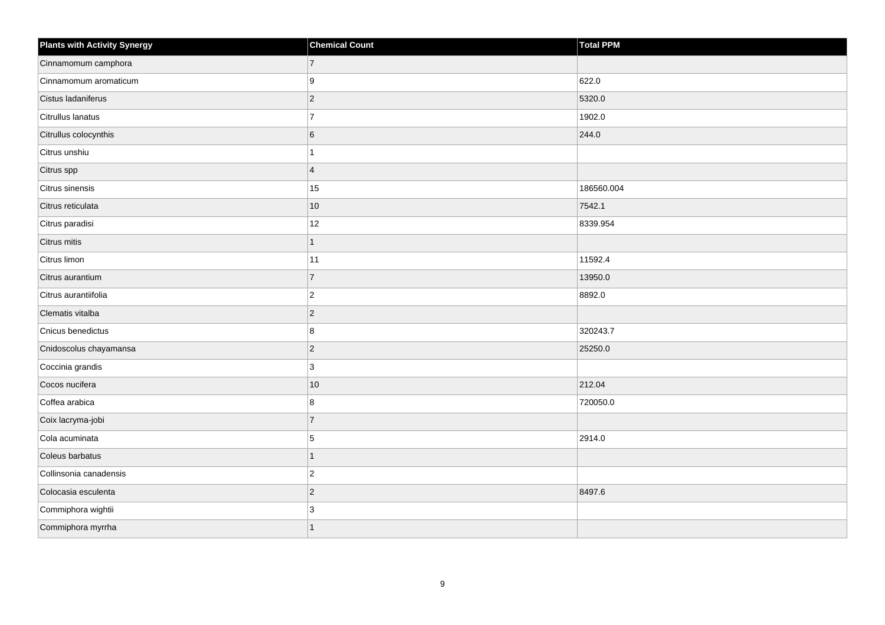| Plants with Activity Synergy | Chemical Count | Total PPM |
| --- | --- | --- |
| Cinnamomum camphora | 7 | |
| Cinnamomum aromaticum | 9 | 622.0 |
| Cistus ladaniferus | 2 | 5320.0 |
| Citrullus lanatus | 7 | 1902.0 |
| Citrullus colocynthis | 6 | 244.0 |
| Citrus unshiu | 1 | |
| Citrus spp | 4 | |
| Citrus sinensis | 15 | 186560.004 |
| Citrus reticulata | 10 | 7542.1 |
| Citrus paradisi | 12 | 8339.954 |
| Citrus mitis | 1 | |
| Citrus limon | 11 | 11592.4 |
| Citrus aurantium | 7 | 13950.0 |
| Citrus aurantiifolia | 2 | 8892.0 |
| Clematis vitalba | 2 | |
| Cnicus benedictus | 8 | 320243.7 |
| Cnidoscolus chayamansa | 2 | 25250.0 |
| Coccinia grandis | 3 | |
| Cocos nucifera | 10 | 212.04 |
| Coffea arabica | 8 | 720050.0 |
| Coix lacryma-jobi | 7 | |
| Cola acuminata | 5 | 2914.0 |
| Coleus barbatus | 1 | |
| Collinsonia canadensis | 2 | |
| Colocasia esculenta | 2 | 8497.6 |
| Commiphora wightii | 3 | |
| Commiphora myrrha | 1 | |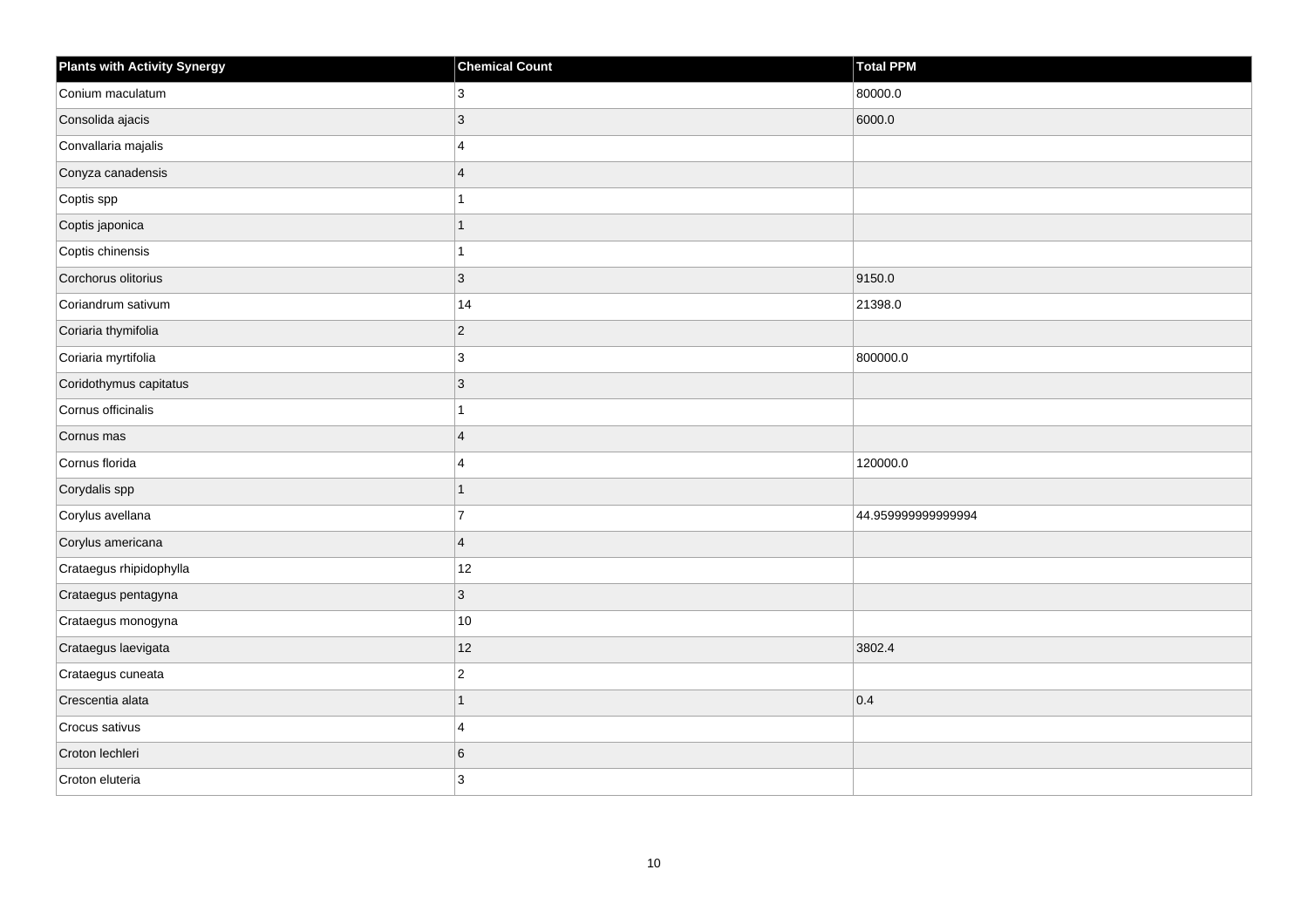| Plants with Activity Synergy | Chemical Count | Total PPM |
|---|---|---|
| Conium maculatum | 3 | 80000.0 |
| Consolida ajacis | 3 | 6000.0 |
| Convallaria majalis | 4 | |
| Conyza canadensis | 4 | |
| Coptis spp | 1 | |
| Coptis japonica | 1 | |
| Coptis chinensis | 1 | |
| Corchorus olitorius | 3 | 9150.0 |
| Coriandrum sativum | 14 | 21398.0 |
| Coriaria thymifolia | 2 | |
| Coriaria myrtifolia | 3 | 800000.0 |
| Coridothymus capitatus | 3 | |
| Cornus officinalis | 1 | |
| Cornus mas | 4 | |
| Cornus florida | 4 | 120000.0 |
| Corydalis spp | 1 | |
| Corylus avellana | 7 | 44.959999999999994 |
| Corylus americana | 4 | |
| Crataegus rhipidophylla | 12 | |
| Crataegus pentagyna | 3 | |
| Crataegus monogyna | 10 | |
| Crataegus laevigata | 12 | 3802.4 |
| Crataegus cuneata | 2 | |
| Crescentia alata | 1 | 0.4 |
| Crocus sativus | 4 | |
| Croton lechleri | 6 | |
| Croton eluteria | 3 | |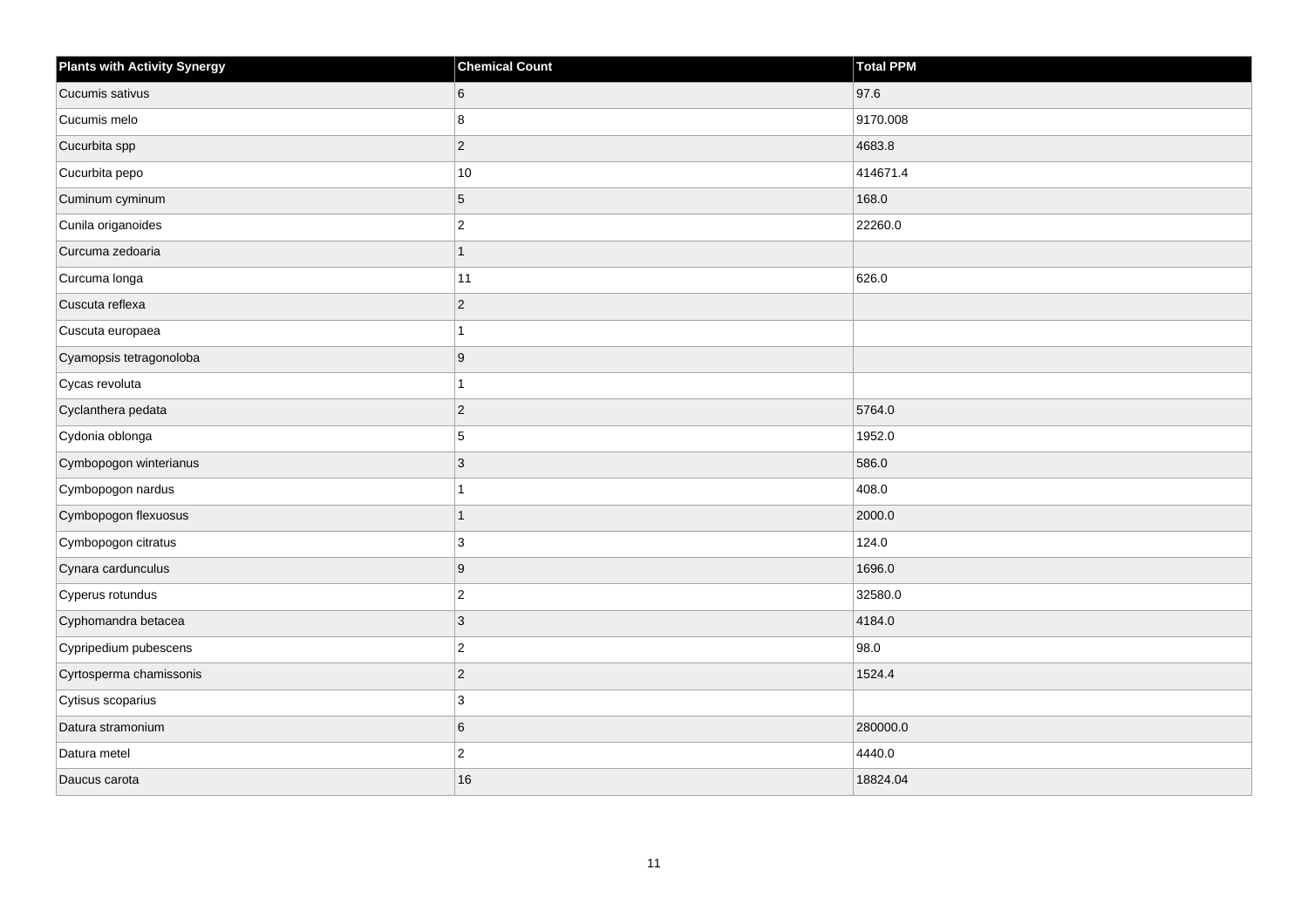| Plants with Activity Synergy | Chemical Count | Total PPM |
| --- | --- | --- |
| Cucumis sativus | 6 | 97.6 |
| Cucumis melo | 8 | 9170.008 |
| Cucurbita spp | 2 | 4683.8 |
| Cucurbita pepo | 10 | 414671.4 |
| Cuminum cyminum | 5 | 168.0 |
| Cunila origanoides | 2 | 22260.0 |
| Curcuma zedoaria | 1 | |
| Curcuma longa | 11 | 626.0 |
| Cuscuta reflexa | 2 | |
| Cuscuta europaea | 1 | |
| Cyamopsis tetragonoloba | 9 | |
| Cycas revoluta | 1 | |
| Cyclanthera pedata | 2 | 5764.0 |
| Cydonia oblonga | 5 | 1952.0 |
| Cymbopogon winterianus | 3 | 586.0 |
| Cymbopogon nardus | 1 | 408.0 |
| Cymbopogon flexuosus | 1 | 2000.0 |
| Cymbopogon citratus | 3 | 124.0 |
| Cynara cardunculus | 9 | 1696.0 |
| Cyperus rotundus | 2 | 32580.0 |
| Cyphomandra betacea | 3 | 4184.0 |
| Cypripedium pubescens | 2 | 98.0 |
| Cyrtosperma chamissonis | 2 | 1524.4 |
| Cytisus scoparius | 3 | |
| Datura stramonium | 6 | 280000.0 |
| Datura metel | 2 | 4440.0 |
| Daucus carota | 16 | 18824.04 |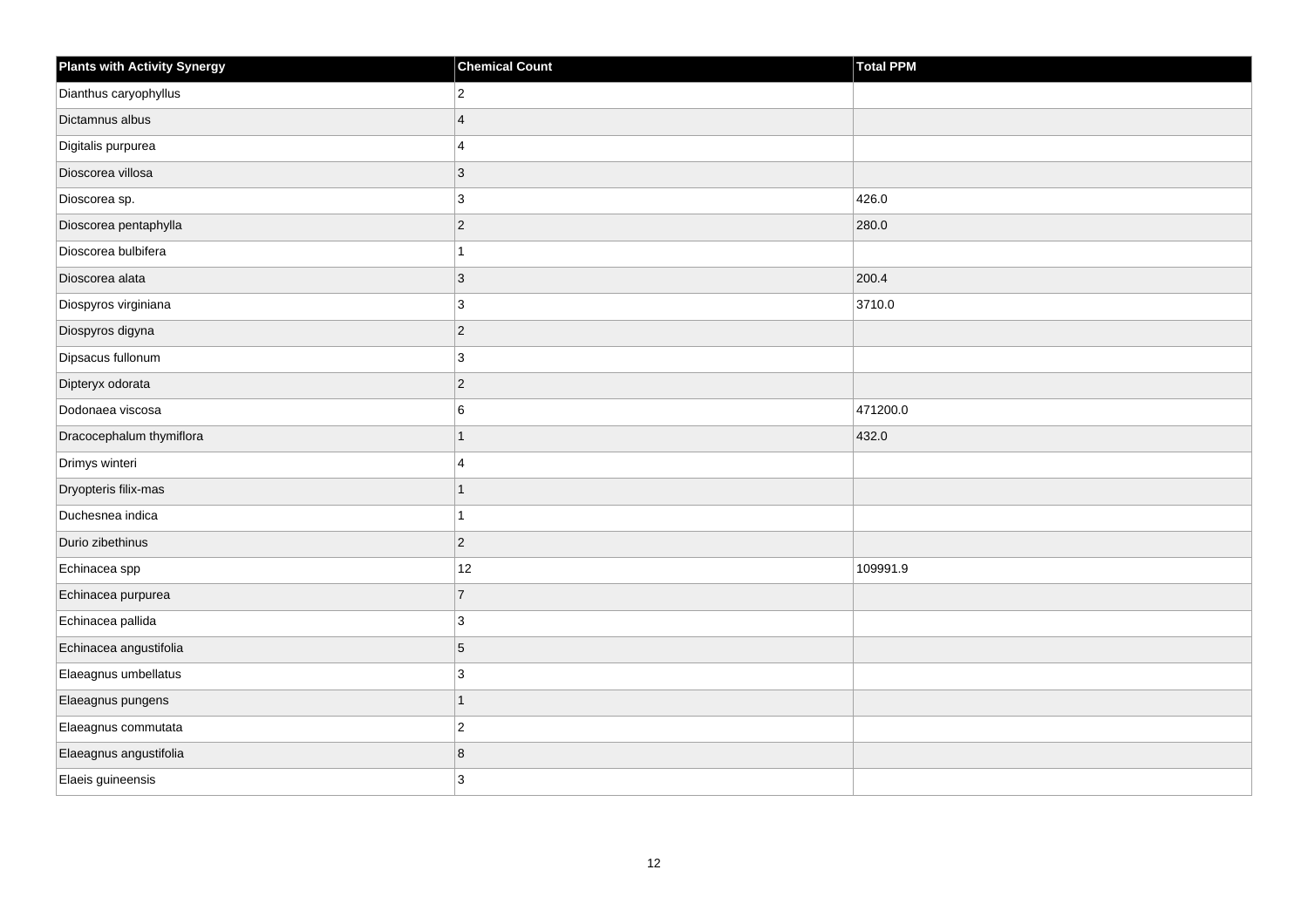| Plants with Activity Synergy | Chemical Count | Total PPM |
| --- | --- | --- |
| Dianthus caryophyllus | 2 | |
| Dictamnus albus | 4 | |
| Digitalis purpurea | 4 | |
| Dioscorea villosa | 3 | |
| Dioscorea sp. | 3 | 426.0 |
| Dioscorea pentaphylla | 2 | 280.0 |
| Dioscorea bulbifera | 1 | |
| Dioscorea alata | 3 | 200.4 |
| Diospyros virginiana | 3 | 3710.0 |
| Diospyros digyna | 2 | |
| Dipsacus fullonum | 3 | |
| Dipteryx odorata | 2 | |
| Dodonaea viscosa | 6 | 471200.0 |
| Dracocephalum thymiflora | 1 | 432.0 |
| Drimys winteri | 4 | |
| Dryopteris filix-mas | 1 | |
| Duchesnea indica | 1 | |
| Durio zibethinus | 2 | |
| Echinacea spp | 12 | 109991.9 |
| Echinacea purpurea | 7 | |
| Echinacea pallida | 3 | |
| Echinacea angustifolia | 5 | |
| Elaeagnus umbellatus | 3 | |
| Elaeagnus pungens | 1 | |
| Elaeagnus commutata | 2 | |
| Elaeagnus angustifolia | 8 | |
| Elaeis guineensis | 3 | |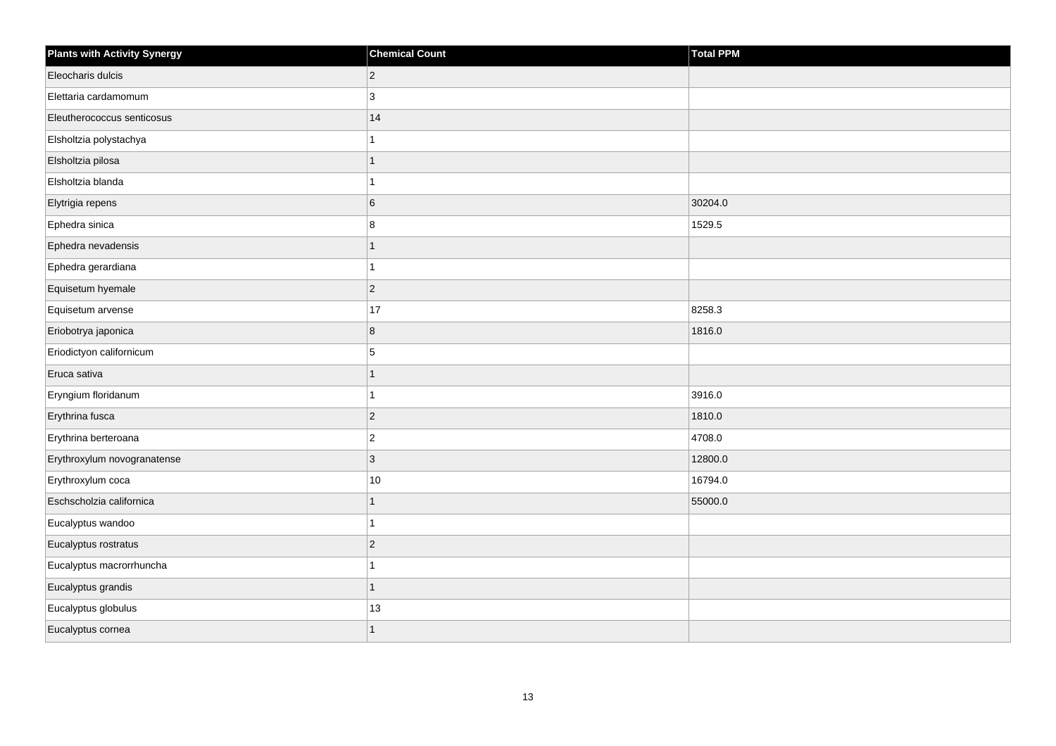| Plants with Activity Synergy | Chemical Count | Total PPM |
| --- | --- | --- |
| Eleocharis dulcis | 2 | |
| Elettaria cardamomum | 3 | |
| Eleutherococcus senticosus | 14 | |
| Elsholtzia polystachya | 1 | |
| Elsholtzia pilosa | 1 | |
| Elsholtzia blanda | 1 | |
| Elytrigia repens | 6 | 30204.0 |
| Ephedra sinica | 8 | 1529.5 |
| Ephedra nevadensis | 1 | |
| Ephedra gerardiana | 1 | |
| Equisetum hyemale | 2 | |
| Equisetum arvense | 17 | 8258.3 |
| Eriobotrya japonica | 8 | 1816.0 |
| Eriodictyon californicum | 5 | |
| Eruca sativa | 1 | |
| Eryngium floridanum | 1 | 3916.0 |
| Erythrina fusca | 2 | 1810.0 |
| Erythrina berteroana | 2 | 4708.0 |
| Erythroxylum novogranatense | 3 | 12800.0 |
| Erythroxylum coca | 10 | 16794.0 |
| Eschscholzia californica | 1 | 55000.0 |
| Eucalyptus wandoo | 1 | |
| Eucalyptus rostratus | 2 | |
| Eucalyptus macrorrhuncha | 1 | |
| Eucalyptus grandis | 1 | |
| Eucalyptus globulus | 13 | |
| Eucalyptus cornea | 1 | |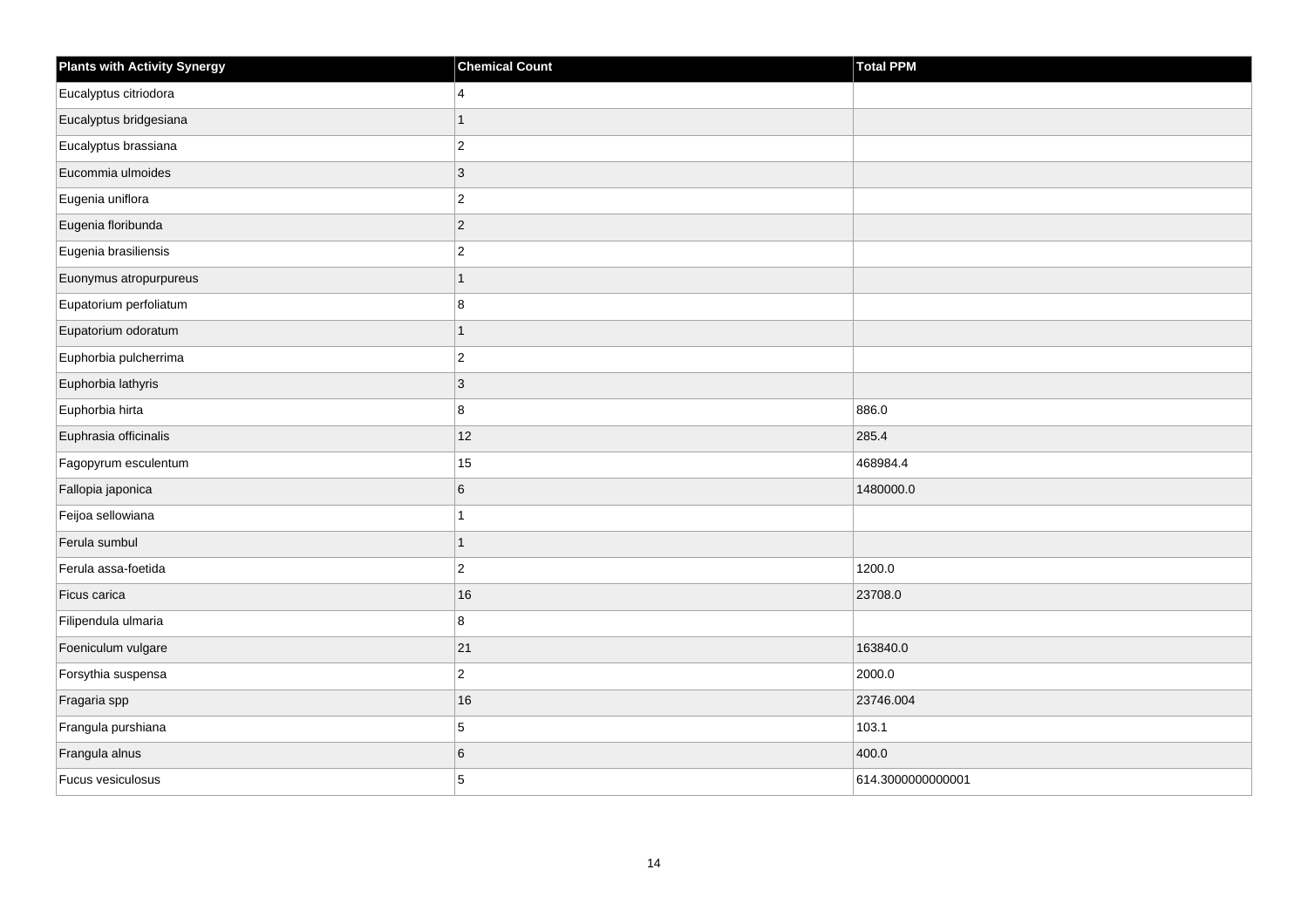| Plants with Activity Synergy | Chemical Count | Total PPM |
| --- | --- | --- |
| Eucalyptus citriodora | 4 | |
| Eucalyptus bridgesiana | 1 | |
| Eucalyptus brassiana | 2 | |
| Eucommia ulmoides | 3 | |
| Eugenia uniflora | 2 | |
| Eugenia floribunda | 2 | |
| Eugenia brasiliensis | 2 | |
| Euonymus atropurpureus | 1 | |
| Eupatorium perfoliatum | 8 | |
| Eupatorium odoratum | 1 | |
| Euphorbia pulcherrima | 2 | |
| Euphorbia lathyris | 3 | |
| Euphorbia hirta | 8 | 886.0 |
| Euphrasia officinalis | 12 | 285.4 |
| Fagopyrum esculentum | 15 | 468984.4 |
| Fallopia japonica | 6 | 1480000.0 |
| Feijoa sellowiana | 1 | |
| Ferula sumbul | 1 | |
| Ferula assa-foetida | 2 | 1200.0 |
| Ficus carica | 16 | 23708.0 |
| Filipendula ulmaria | 8 | |
| Foeniculum vulgare | 21 | 163840.0 |
| Forsythia suspensa | 2 | 2000.0 |
| Fragaria spp | 16 | 23746.004 |
| Frangula purshiana | 5 | 103.1 |
| Frangula alnus | 6 | 400.0 |
| Fucus vesiculosus | 5 | 614.3000000000001 |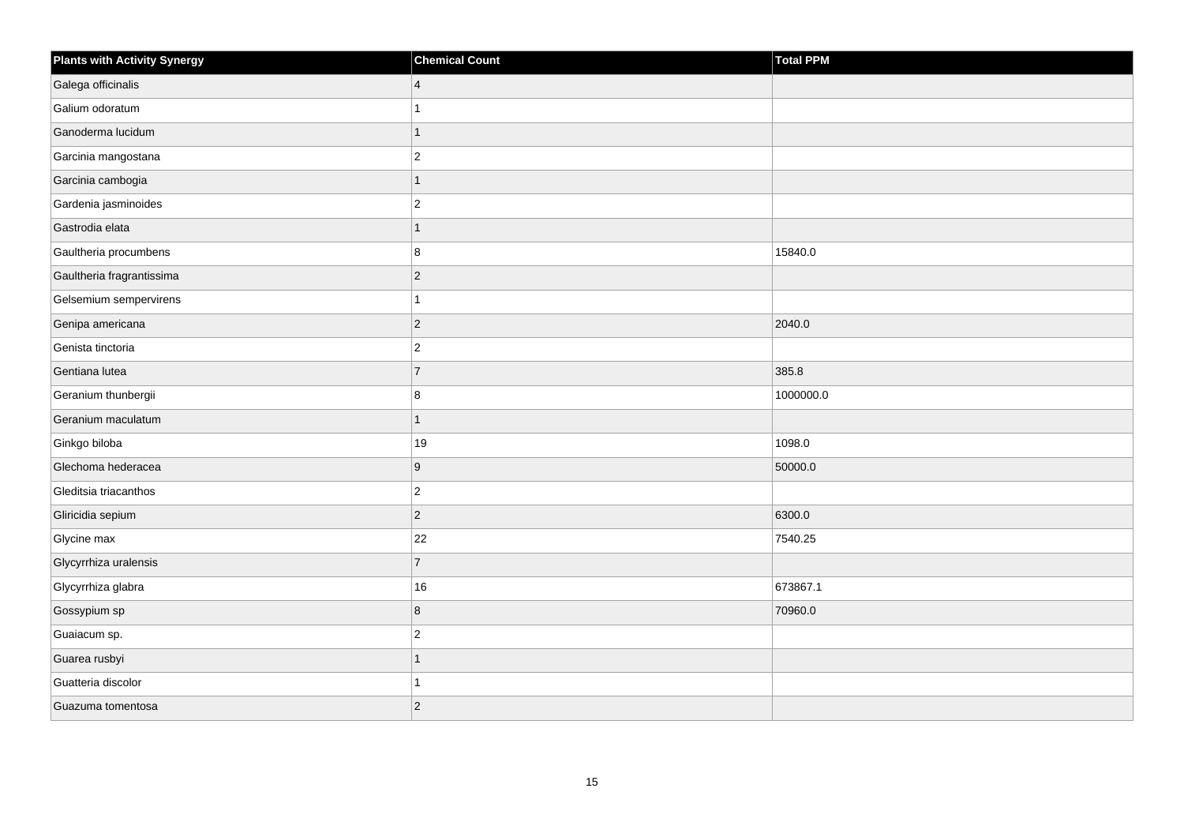| Plants with Activity Synergy | Chemical Count | Total PPM |
| --- | --- | --- |
| Galega officinalis | 4 | |
| Galium odoratum | 1 | |
| Ganoderma lucidum | 1 | |
| Garcinia mangostana | 2 | |
| Garcinia cambogia | 1 | |
| Gardenia jasminoides | 2 | |
| Gastrodia elata | 1 | |
| Gaultheria procumbens | 8 | 15840.0 |
| Gaultheria fragrantissima | 2 | |
| Gelsemium sempervirens | 1 | |
| Genipa americana | 2 | 2040.0 |
| Genista tinctoria | 2 | |
| Gentiana lutea | 7 | 385.8 |
| Geranium thunbergii | 8 | 1000000.0 |
| Geranium maculatum | 1 | |
| Ginkgo biloba | 19 | 1098.0 |
| Glechoma hederacea | 9 | 50000.0 |
| Gleditsia triacanthos | 2 | |
| Gliricidia sepium | 2 | 6300.0 |
| Glycine max | 22 | 7540.25 |
| Glycyrrhiza uralensis | 7 | |
| Glycyrrhiza glabra | 16 | 673867.1 |
| Gossypium sp | 8 | 70960.0 |
| Guaiacum sp. | 2 | |
| Guarea rusbyi | 1 | |
| Guatteria discolor | 1 | |
| Guazuma tomentosa | 2 | |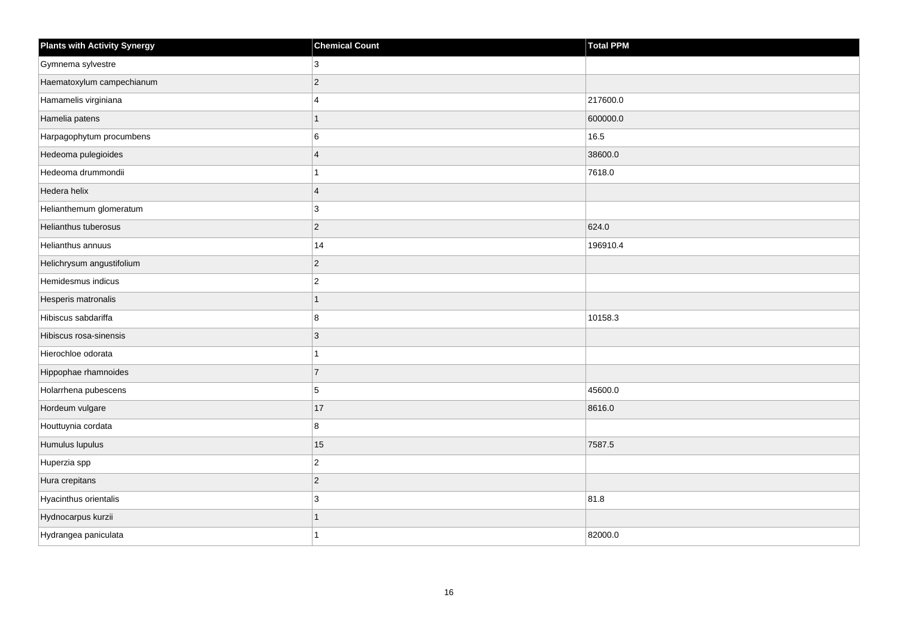| Plants with Activity Synergy | Chemical Count | Total PPM |
| --- | --- | --- |
| Gymnema sylvestre | 3 | |
| Haematoxylum campechianum | 2 | |
| Hamamelis virginiana | 4 | 217600.0 |
| Hamelia patens | 1 | 600000.0 |
| Harpagophytum procumbens | 6 | 16.5 |
| Hedeoma pulegioides | 4 | 38600.0 |
| Hedeoma drummondii | 1 | 7618.0 |
| Hedera helix | 4 | |
| Helianthemum glomeratum | 3 | |
| Helianthus tuberosus | 2 | 624.0 |
| Helianthus annuus | 14 | 196910.4 |
| Helichrysum angustifolium | 2 | |
| Hemidesmus indicus | 2 | |
| Hesperis matronalis | 1 | |
| Hibiscus sabdariffa | 8 | 10158.3 |
| Hibiscus rosa-sinensis | 3 | |
| Hierochloe odorata | 1 | |
| Hippophae rhamnoides | 7 | |
| Holarrhena pubescens | 5 | 45600.0 |
| Hordeum vulgare | 17 | 8616.0 |
| Houttuynia cordata | 8 | |
| Humulus lupulus | 15 | 7587.5 |
| Huperzia spp | 2 | |
| Hura crepitans | 2 | |
| Hyacinthus orientalis | 3 | 81.8 |
| Hydnocarpus kurzii | 1 | |
| Hydrangea paniculata | 1 | 82000.0 |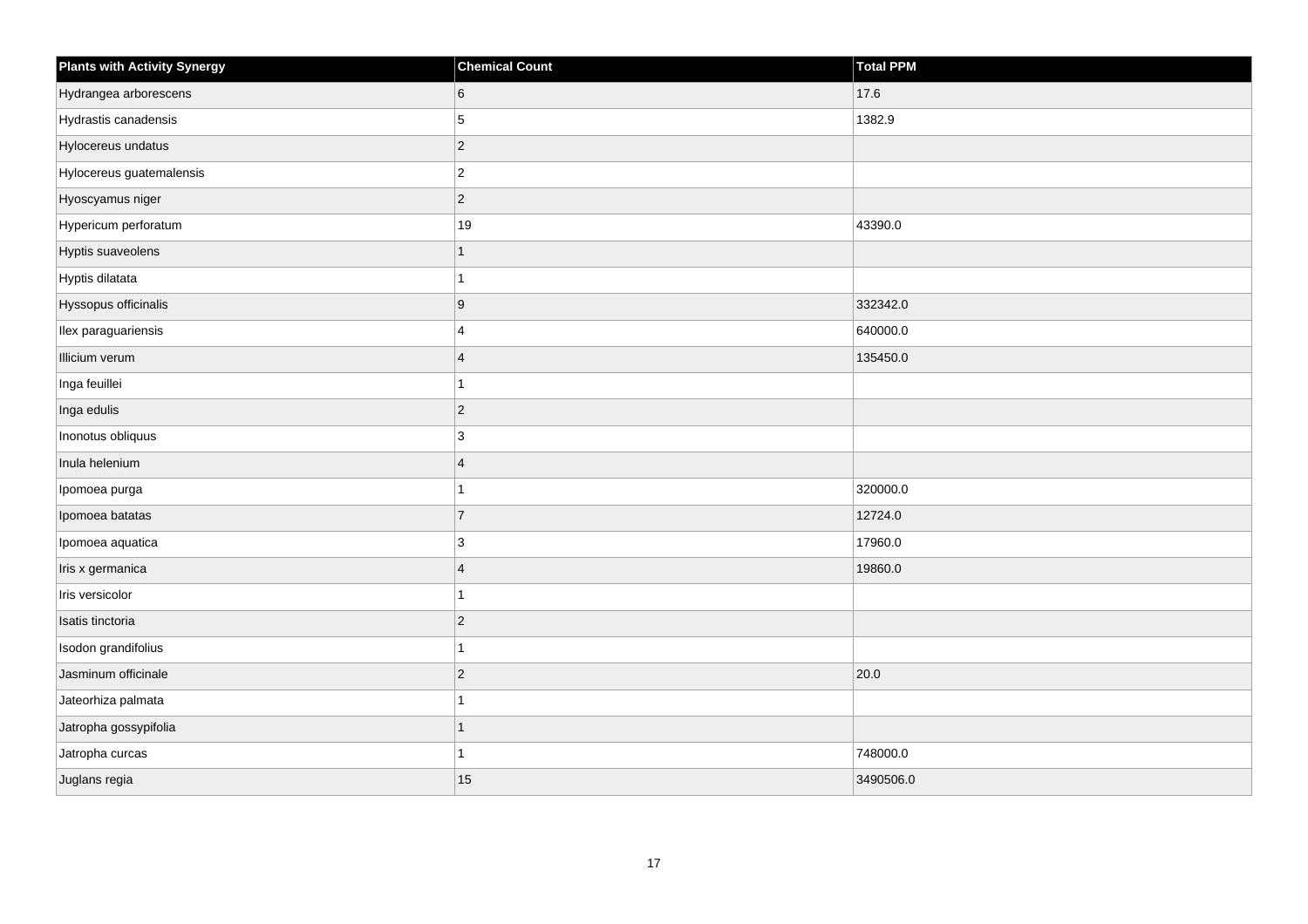| Plants with Activity Synergy | Chemical Count | Total PPM |
| --- | --- | --- |
| Hydrangea arborescens | 6 | 17.6 |
| Hydrastis canadensis | 5 | 1382.9 |
| Hylocereus undatus | 2 | |
| Hylocereus guatemalensis | 2 | |
| Hyoscyamus niger | 2 | |
| Hypericum perforatum | 19 | 43390.0 |
| Hyptis suaveolens | 1 | |
| Hyptis dilatata | 1 | |
| Hyssopus officinalis | 9 | 332342.0 |
| Ilex paraguariensis | 4 | 640000.0 |
| Illicium verum | 4 | 135450.0 |
| Inga feuillei | 1 | |
| Inga edulis | 2 | |
| Inonotus obliquus | 3 | |
| Inula helenium | 4 | |
| Ipomoea purga | 1 | 320000.0 |
| Ipomoea batatas | 7 | 12724.0 |
| Ipomoea aquatica | 3 | 17960.0 |
| Iris x germanica | 4 | 19860.0 |
| Iris versicolor | 1 | |
| Isatis tinctoria | 2 | |
| Isodon grandifolius | 1 | |
| Jasminum officinale | 2 | 20.0 |
| Jateorhiza palmata | 1 | |
| Jatropha gossypifolia | 1 | |
| Jatropha curcas | 1 | 748000.0 |
| Juglans regia | 15 | 3490506.0 |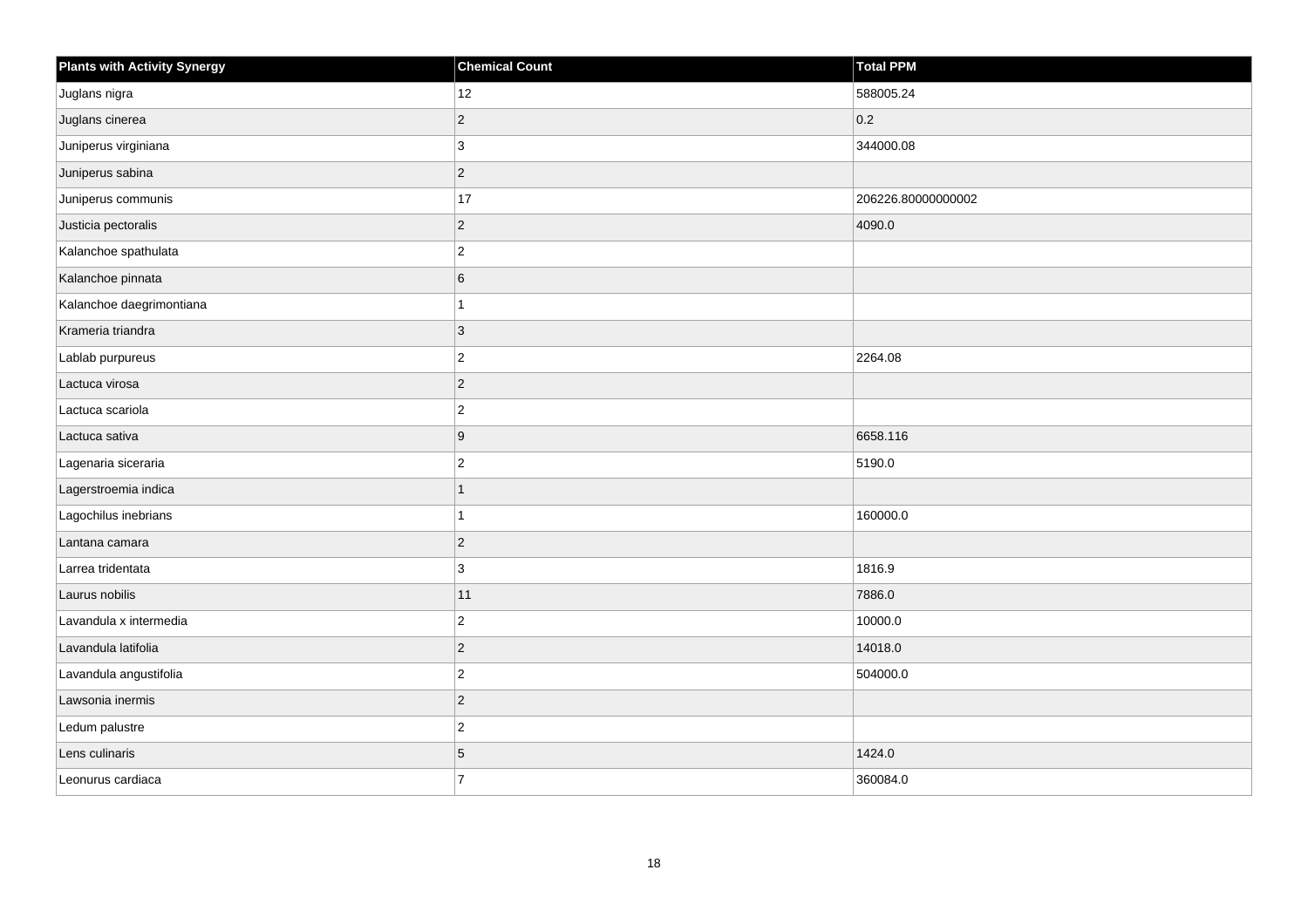| Plants with Activity Synergy | Chemical Count | Total PPM |
| --- | --- | --- |
| Juglans nigra | 12 | 588005.24 |
| Juglans cinerea | 2 | 0.2 |
| Juniperus virginiana | 3 | 344000.08 |
| Juniperus sabina | 2 | |
| Juniperus communis | 17 | 206226.80000000002 |
| Justicia pectoralis | 2 | 4090.0 |
| Kalanchoe spathulata | 2 | |
| Kalanchoe pinnata | 6 | |
| Kalanchoe daegrimontiana | 1 | |
| Krameria triandra | 3 | |
| Lablab purpureus | 2 | 2264.08 |
| Lactuca virosa | 2 | |
| Lactuca scariola | 2 | |
| Lactuca sativa | 9 | 6658.116 |
| Lagenaria siceraria | 2 | 5190.0 |
| Lagerstroemia indica | 1 | |
| Lagochilus inebrians | 1 | 160000.0 |
| Lantana camara | 2 | |
| Larrea tridentata | 3 | 1816.9 |
| Laurus nobilis | 11 | 7886.0 |
| Lavandula x intermedia | 2 | 10000.0 |
| Lavandula latifolia | 2 | 14018.0 |
| Lavandula angustifolia | 2 | 504000.0 |
| Lawsonia inermis | 2 | |
| Ledum palustre | 2 | |
| Lens culinaris | 5 | 1424.0 |
| Leonurus cardiaca | 7 | 360084.0 |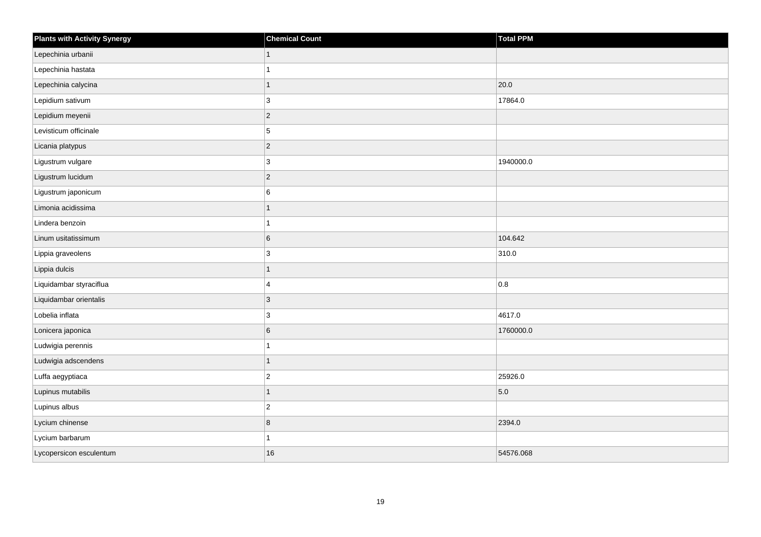| Plants with Activity Synergy | Chemical Count | Total PPM |
| --- | --- | --- |
| Lepechinia urbanii | 1 | |
| Lepechinia hastata | 1 | |
| Lepechinia calycina | 1 | 20.0 |
| Lepidium sativum | 3 | 17864.0 |
| Lepidium meyenii | 2 | |
| Levisticum officinale | 5 | |
| Licania platypus | 2 | |
| Ligustrum vulgare | 3 | 1940000.0 |
| Ligustrum lucidum | 2 | |
| Ligustrum japonicum | 6 | |
| Limonia acidissima | 1 | |
| Lindera benzoin | 1 | |
| Linum usitatissimum | 6 | 104.642 |
| Lippia graveolens | 3 | 310.0 |
| Lippia dulcis | 1 | |
| Liquidambar styraciflua | 4 | 0.8 |
| Liquidambar orientalis | 3 | |
| Lobelia inflata | 3 | 4617.0 |
| Lonicera japonica | 6 | 1760000.0 |
| Ludwigia perennis | 1 | |
| Ludwigia adscendens | 1 | |
| Luffa aegyptiaca | 2 | 25926.0 |
| Lupinus mutabilis | 1 | 5.0 |
| Lupinus albus | 2 | |
| Lycium chinense | 8 | 2394.0 |
| Lycium barbarum | 1 | |
| Lycopersicon esculentum | 16 | 54576.068 |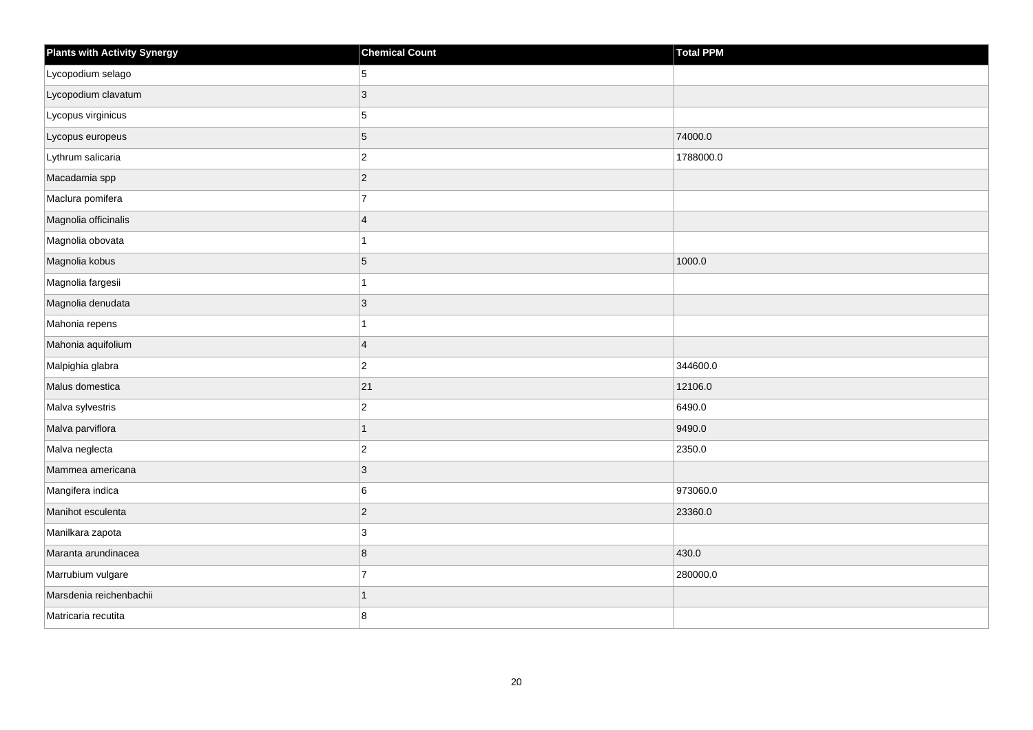| Plants with Activity Synergy | Chemical Count | Total PPM |
| --- | --- | --- |
| Lycopodium selago | 5 | |
| Lycopodium clavatum | 3 | |
| Lycopus virginicus | 5 | |
| Lycopus europeus | 5 | 74000.0 |
| Lythrum salicaria | 2 | 1788000.0 |
| Macadamia spp | 2 | |
| Maclura pomifera | 7 | |
| Magnolia officinalis | 4 | |
| Magnolia obovata | 1 | |
| Magnolia kobus | 5 | 1000.0 |
| Magnolia fargesii | 1 | |
| Magnolia denudata | 3 | |
| Mahonia repens | 1 | |
| Mahonia aquifolium | 4 | |
| Malpighia glabra | 2 | 344600.0 |
| Malus domestica | 21 | 12106.0 |
| Malva sylvestris | 2 | 6490.0 |
| Malva parviflora | 1 | 9490.0 |
| Malva neglecta | 2 | 2350.0 |
| Mammea americana | 3 | |
| Mangifera indica | 6 | 973060.0 |
| Manihot esculenta | 2 | 23360.0 |
| Manilkara zapota | 3 | |
| Maranta arundinacea | 8 | 430.0 |
| Marrubium vulgare | 7 | 280000.0 |
| Marsdenia reichenbachii | 1 | |
| Matricaria recutita | 8 | |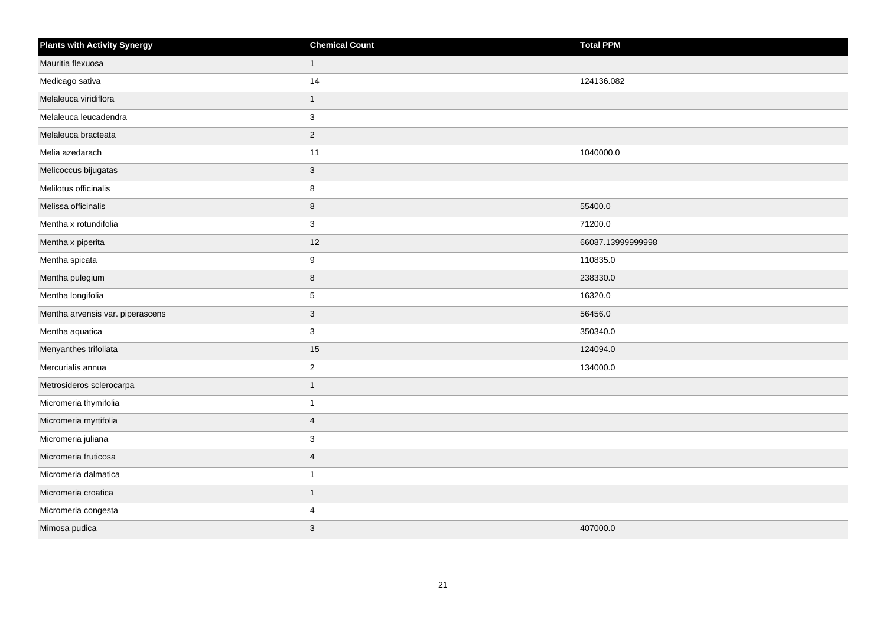| Plants with Activity Synergy | Chemical Count | Total PPM |
| --- | --- | --- |
| Mauritia flexuosa | 1 | |
| Medicago sativa | 14 | 124136.082 |
| Melaleuca viridiflora | 1 | |
| Melaleuca leucadendra | 3 | |
| Melaleuca bracteata | 2 | |
| Melia azedarach | 11 | 1040000.0 |
| Melicoccus bijugatas | 3 | |
| Melilotus officinalis | 8 | |
| Melissa officinalis | 8 | 55400.0 |
| Mentha x rotundifolia | 3 | 71200.0 |
| Mentha x piperita | 12 | 66087.13999999998 |
| Mentha spicata | 9 | 110835.0 |
| Mentha pulegium | 8 | 238330.0 |
| Mentha longifolia | 5 | 16320.0 |
| Mentha arvensis var. piperascens | 3 | 56456.0 |
| Mentha aquatica | 3 | 350340.0 |
| Menyanthes trifoliata | 15 | 124094.0 |
| Mercurialis annua | 2 | 134000.0 |
| Metrosideros sclerocarpa | 1 | |
| Micromeria thymifolia | 1 | |
| Micromeria myrtifolia | 4 | |
| Micromeria juliana | 3 | |
| Micromeria fruticosa | 4 | |
| Micromeria dalmatica | 1 | |
| Micromeria croatica | 1 | |
| Micromeria congesta | 4 | |
| Mimosa pudica | 3 | 407000.0 |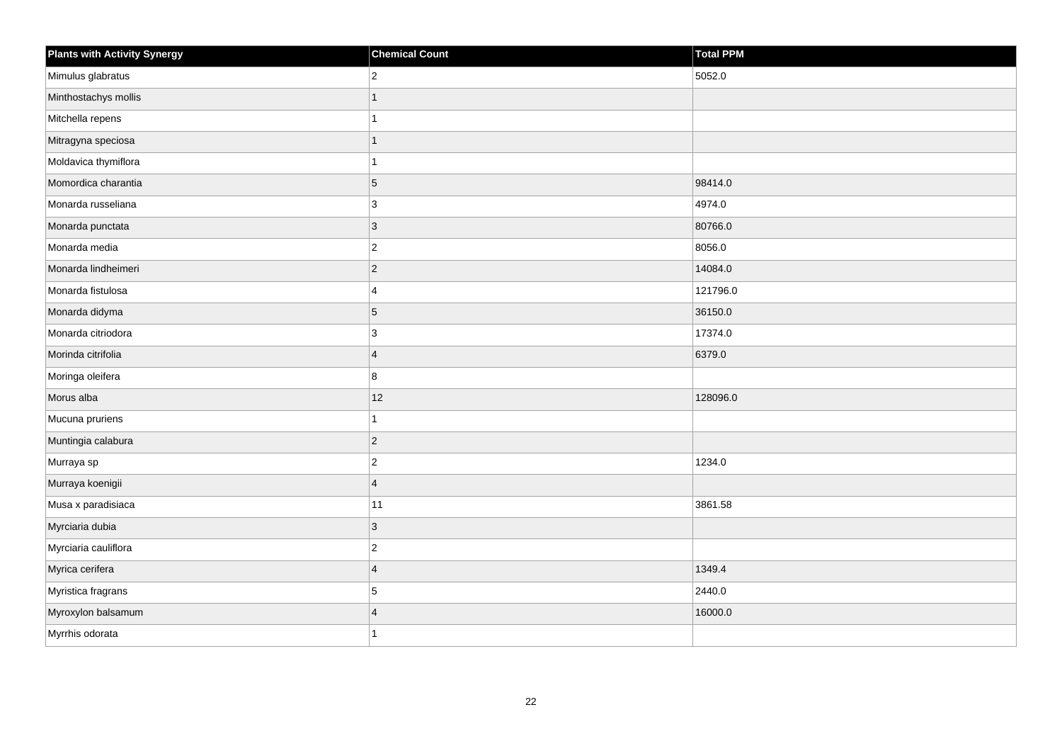| Plants with Activity Synergy | Chemical Count | Total PPM |
|---|---|---|
| Mimulus glabratus | 2 | 5052.0 |
| Minthostachys mollis | 1 | |
| Mitchella repens | 1 | |
| Mitragyna speciosa | 1 | |
| Moldavica thymiflora | 1 | |
| Momordica charantia | 5 | 98414.0 |
| Monarda russeliana | 3 | 4974.0 |
| Monarda punctata | 3 | 80766.0 |
| Monarda media | 2 | 8056.0 |
| Monarda lindheimeri | 2 | 14084.0 |
| Monarda fistulosa | 4 | 121796.0 |
| Monarda didyma | 5 | 36150.0 |
| Monarda citriodora | 3 | 17374.0 |
| Morinda citrifolia | 4 | 6379.0 |
| Moringa oleifera | 8 | |
| Morus alba | 12 | 128096.0 |
| Mucuna pruriens | 1 | |
| Muntingia calabura | 2 | |
| Murraya sp | 2 | 1234.0 |
| Murraya koenigii | 4 | |
| Musa x paradisiaca | 11 | 3861.58 |
| Myrciaria dubia | 3 | |
| Myrciaria cauliflora | 2 | |
| Myrica cerifera | 4 | 1349.4 |
| Myristica fragrans | 5 | 2440.0 |
| Myroxylon balsamum | 4 | 16000.0 |
| Myrrhis odorata | 1 | |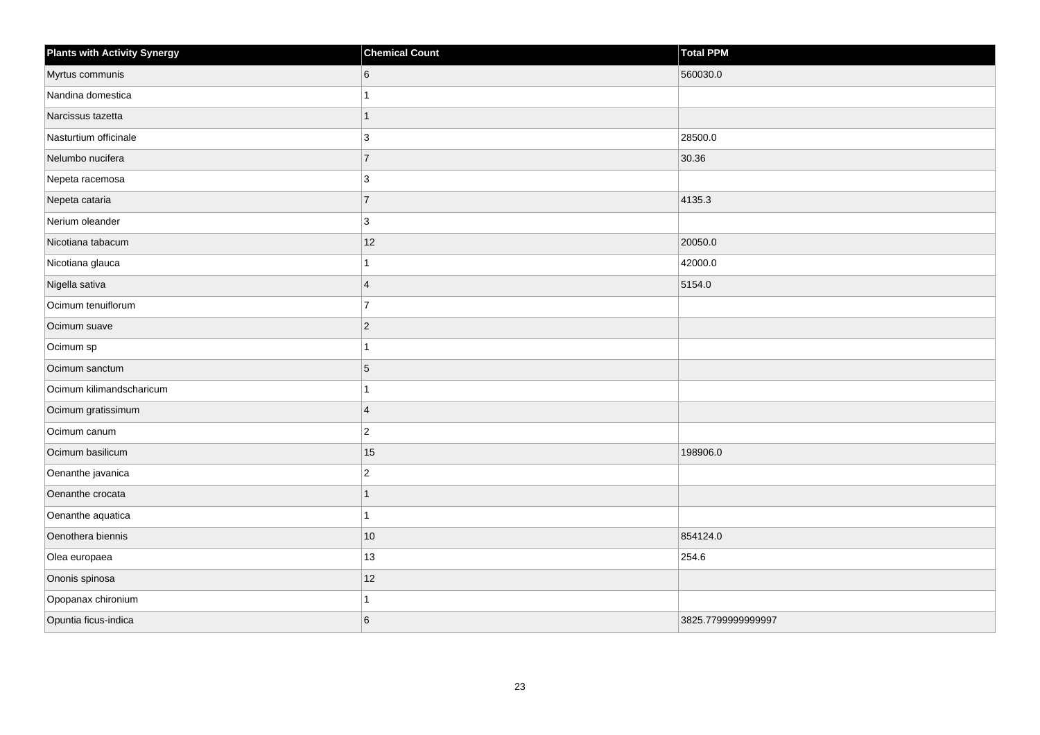| Plants with Activity Synergy | Chemical Count | Total PPM |
| --- | --- | --- |
| Myrtus communis | 6 | 560030.0 |
| Nandina domestica | 1 | |
| Narcissus tazetta | 1 | |
| Nasturtium officinale | 3 | 28500.0 |
| Nelumbo nucifera | 7 | 30.36 |
| Nepeta racemosa | 3 | |
| Nepeta cataria | 7 | 4135.3 |
| Nerium oleander | 3 | |
| Nicotiana tabacum | 12 | 20050.0 |
| Nicotiana glauca | 1 | 42000.0 |
| Nigella sativa | 4 | 5154.0 |
| Ocimum tenuiflorum | 7 | |
| Ocimum suave | 2 | |
| Ocimum sp | 1 | |
| Ocimum sanctum | 5 | |
| Ocimum kilimandscharicum | 1 | |
| Ocimum gratissimum | 4 | |
| Ocimum canum | 2 | |
| Ocimum basilicum | 15 | 198906.0 |
| Oenanthe javanica | 2 | |
| Oenanthe crocata | 1 | |
| Oenanthe aquatica | 1 | |
| Oenothera biennis | 10 | 854124.0 |
| Olea europaea | 13 | 254.6 |
| Ononis spinosa | 12 | |
| Opopanax chironium | 1 | |
| Opuntia ficus-indica | 6 | 3825.7799999999997 |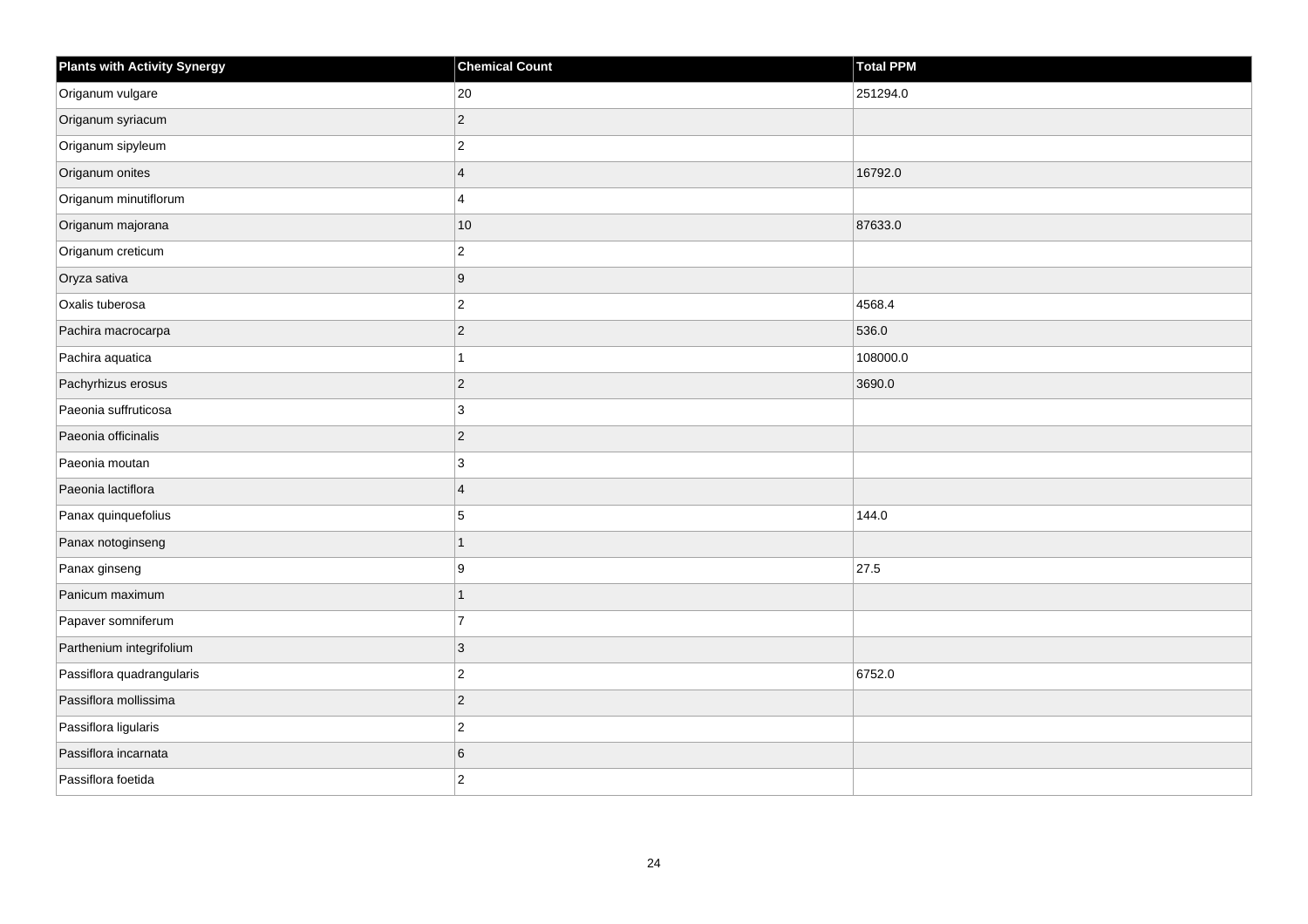| Plants with Activity Synergy | Chemical Count | Total PPM |
| --- | --- | --- |
| Origanum vulgare | 20 | 251294.0 |
| Origanum syriacum | 2 | |
| Origanum sipyleum | 2 | |
| Origanum onites | 4 | 16792.0 |
| Origanum minutiflorum | 4 | |
| Origanum majorana | 10 | 87633.0 |
| Origanum creticum | 2 | |
| Oryza sativa | 9 | |
| Oxalis tuberosa | 2 | 4568.4 |
| Pachira macrocarpa | 2 | 536.0 |
| Pachira aquatica | 1 | 108000.0 |
| Pachyrhizus erosus | 2 | 3690.0 |
| Paeonia suffruticosa | 3 | |
| Paeonia officinalis | 2 | |
| Paeonia moutan | 3 | |
| Paeonia lactiflora | 4 | |
| Panax quinquefolius | 5 | 144.0 |
| Panax notoginseng | 1 | |
| Panax ginseng | 9 | 27.5 |
| Panicum maximum | 1 | |
| Papaver somniferum | 7 | |
| Parthenium integrifolium | 3 | |
| Passiflora quadrangularis | 2 | 6752.0 |
| Passiflora mollissima | 2 | |
| Passiflora ligularis | 2 | |
| Passiflora incarnata | 6 | |
| Passiflora foetida | 2 | |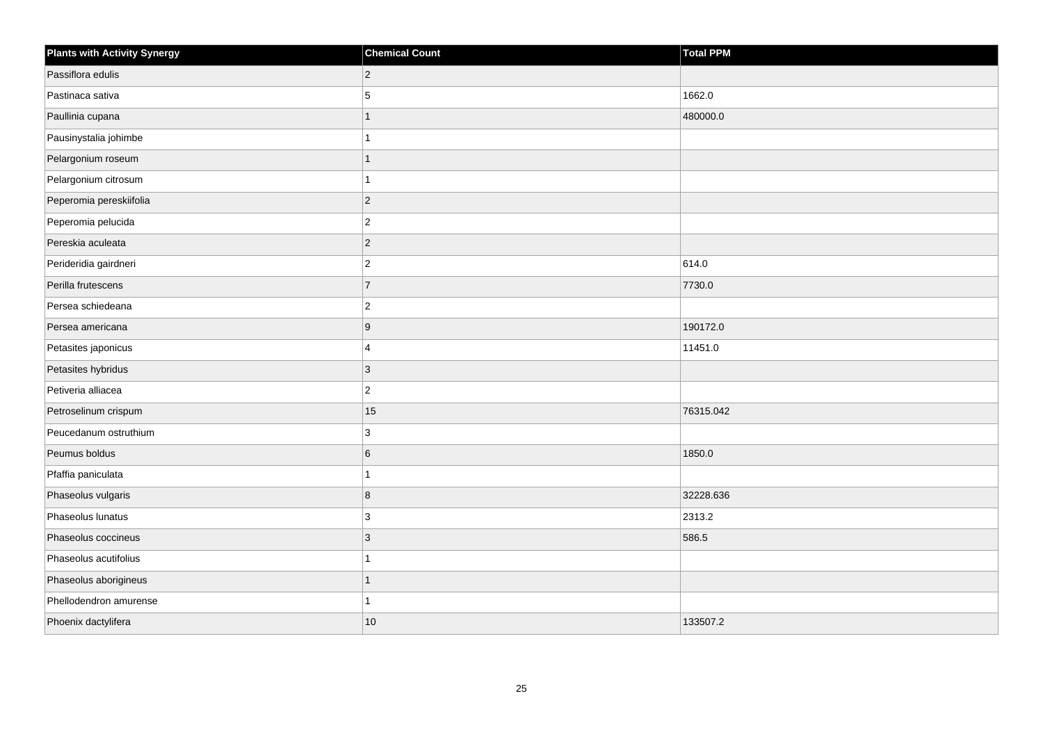| Plants with Activity Synergy | Chemical Count | Total PPM |
| --- | --- | --- |
| Passiflora edulis | 2 | |
| Pastinaca sativa | 5 | 1662.0 |
| Paullinia cupana | 1 | 480000.0 |
| Pausinystalia johimbe | 1 | |
| Pelargonium roseum | 1 | |
| Pelargonium citrosum | 1 | |
| Peperomia pereskiifolia | 2 | |
| Peperomia pelucida | 2 | |
| Pereskia aculeata | 2 | |
| Perideridia gairdneri | 2 | 614.0 |
| Perilla frutescens | 7 | 7730.0 |
| Persea schiedeana | 2 | |
| Persea americana | 9 | 190172.0 |
| Petasites japonicus | 4 | 11451.0 |
| Petasites hybridus | 3 | |
| Petiveria alliacea | 2 | |
| Petroselinum crispum | 15 | 76315.042 |
| Peucedanum ostruthium | 3 | |
| Peumus boldus | 6 | 1850.0 |
| Pfaffia paniculata | 1 | |
| Phaseolus vulgaris | 8 | 32228.636 |
| Phaseolus lunatus | 3 | 2313.2 |
| Phaseolus coccineus | 3 | 586.5 |
| Phaseolus acutifolius | 1 | |
| Phaseolus aborigineus | 1 | |
| Phellodendron amurense | 1 | |
| Phoenix dactylifera | 10 | 133507.2 |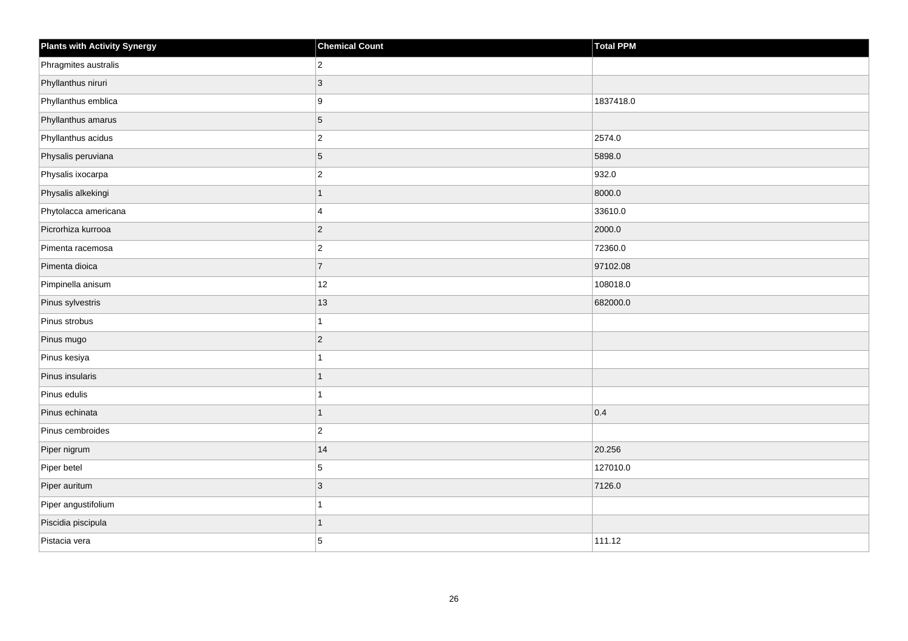| Plants with Activity Synergy | Chemical Count | Total PPM |
| --- | --- | --- |
| Phragmites australis | 2 | |
| Phyllanthus niruri | 3 | |
| Phyllanthus emblica | 9 | 1837418.0 |
| Phyllanthus amarus | 5 | |
| Phyllanthus acidus | 2 | 2574.0 |
| Physalis peruviana | 5 | 5898.0 |
| Physalis ixocarpa | 2 | 932.0 |
| Physalis alkekingi | 1 | 8000.0 |
| Phytolacca americana | 4 | 33610.0 |
| Picrorhiza kurrooa | 2 | 2000.0 |
| Pimenta racemosa | 2 | 72360.0 |
| Pimenta dioica | 7 | 97102.08 |
| Pimpinella anisum | 12 | 108018.0 |
| Pinus sylvestris | 13 | 682000.0 |
| Pinus strobus | 1 | |
| Pinus mugo | 2 | |
| Pinus kesiya | 1 | |
| Pinus insularis | 1 | |
| Pinus edulis | 1 | |
| Pinus echinata | 1 | 0.4 |
| Pinus cembroides | 2 | |
| Piper nigrum | 14 | 20.256 |
| Piper betel | 5 | 127010.0 |
| Piper auritum | 3 | 7126.0 |
| Piper angustifolium | 1 | |
| Piscidia piscipula | 1 | |
| Pistacia vera | 5 | 111.12 |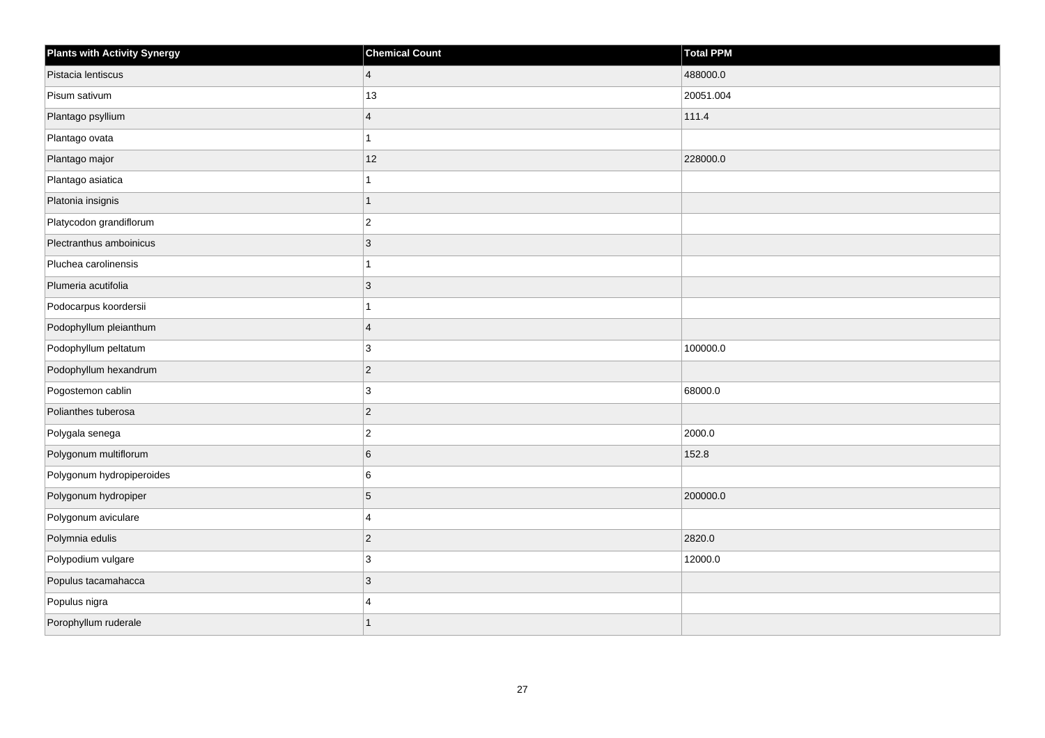| Plants with Activity Synergy | Chemical Count | Total PPM |
| --- | --- | --- |
| Pistacia lentiscus | 4 | 488000.0 |
| Pisum sativum | 13 | 20051.004 |
| Plantago psyllium | 4 | 111.4 |
| Plantago ovata | 1 | |
| Plantago major | 12 | 228000.0 |
| Plantago asiatica | 1 | |
| Platonia insignis | 1 | |
| Platycodon grandiflorum | 2 | |
| Plectranthus amboinicus | 3 | |
| Pluchea carolinensis | 1 | |
| Plumeria acutifolia | 3 | |
| Podocarpus koordersii | 1 | |
| Podophyllum pleianthum | 4 | |
| Podophyllum peltatum | 3 | 100000.0 |
| Podophyllum hexandrum | 2 | |
| Pogostemon cablin | 3 | 68000.0 |
| Polianthes tuberosa | 2 | |
| Polygala senega | 2 | 2000.0 |
| Polygonum multiflorum | 6 | 152.8 |
| Polygonum hydropiperoides | 6 | |
| Polygonum hydropiper | 5 | 200000.0 |
| Polygonum aviculare | 4 | |
| Polymnia edulis | 2 | 2820.0 |
| Polypodium vulgare | 3 | 12000.0 |
| Populus tacamahacca | 3 | |
| Populus nigra | 4 | |
| Porophyllum ruderale | 1 | |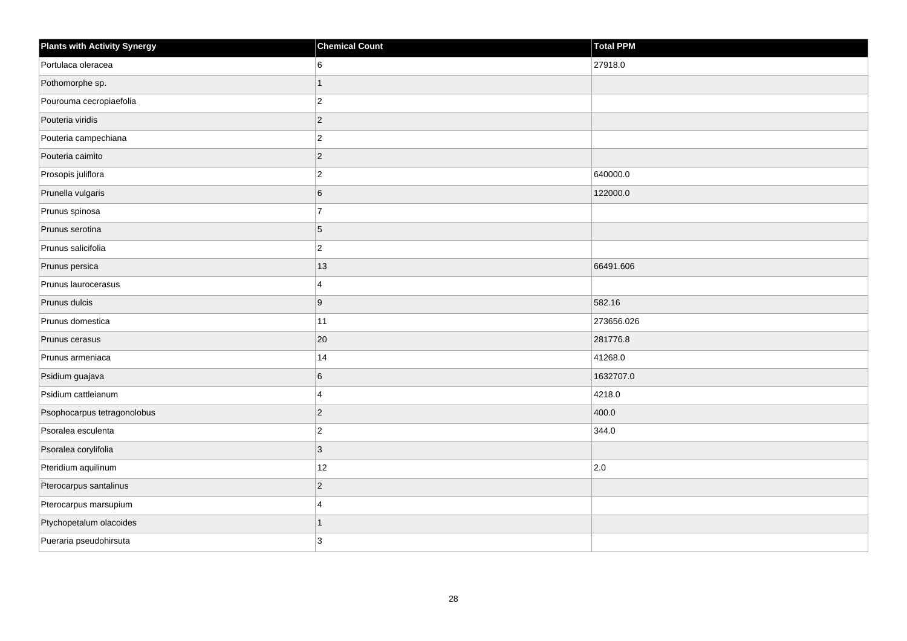| Plants with Activity Synergy | Chemical Count | Total PPM |
| --- | --- | --- |
| Portulaca oleracea | 6 | 27918.0 |
| Pothomorphe sp. | 1 | |
| Pourouma cecropiaefolia | 2 | |
| Pouteria viridis | 2 | |
| Pouteria campechiana | 2 | |
| Pouteria caimito | 2 | |
| Prosopis juliflora | 2 | 640000.0 |
| Prunella vulgaris | 6 | 122000.0 |
| Prunus spinosa | 7 | |
| Prunus serotina | 5 | |
| Prunus salicifolia | 2 | |
| Prunus persica | 13 | 66491.606 |
| Prunus laurocerasus | 4 | |
| Prunus dulcis | 9 | 582.16 |
| Prunus domestica | 11 | 273656.026 |
| Prunus cerasus | 20 | 281776.8 |
| Prunus armeniaca | 14 | 41268.0 |
| Psidium guajava | 6 | 1632707.0 |
| Psidium cattleianum | 4 | 4218.0 |
| Psophocarpus tetragonolobus | 2 | 400.0 |
| Psoralea esculenta | 2 | 344.0 |
| Psoralea corylifolia | 3 | |
| Pteridium aquilinum | 12 | 2.0 |
| Pterocarpus santalinus | 2 | |
| Pterocarpus marsupium | 4 | |
| Ptychopetalum olacoides | 1 | |
| Pueraria pseudohirsuta | 3 | |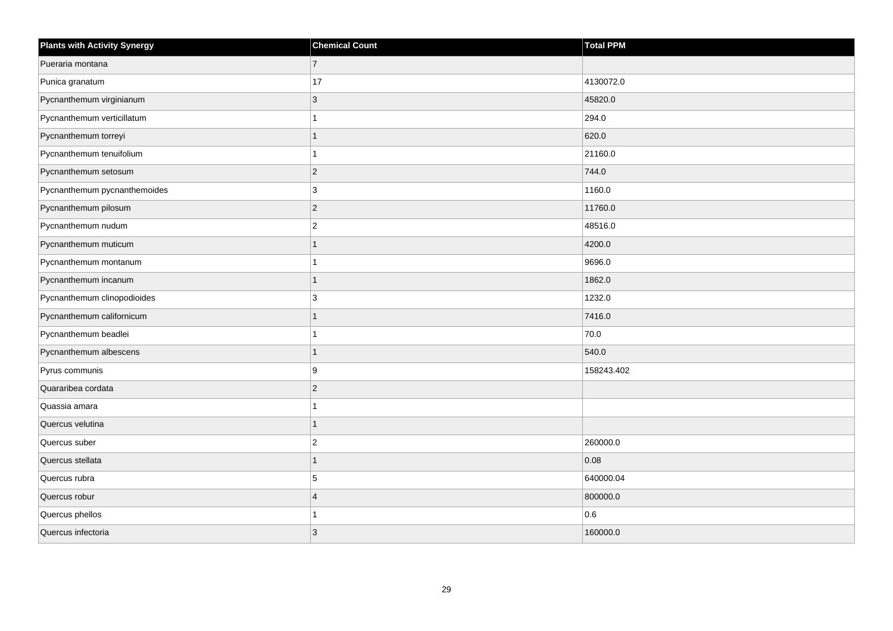| Plants with Activity Synergy | Chemical Count | Total PPM |
| --- | --- | --- |
| Pueraria montana | 7 | |
| Punica granatum | 17 | 4130072.0 |
| Pycnanthemum virginianum | 3 | 45820.0 |
| Pycnanthemum verticillatum | 1 | 294.0 |
| Pycnanthemum torreyi | 1 | 620.0 |
| Pycnanthemum tenuifolium | 1 | 21160.0 |
| Pycnanthemum setosum | 2 | 744.0 |
| Pycnanthemum pycnanthemoides | 3 | 1160.0 |
| Pycnanthemum pilosum | 2 | 11760.0 |
| Pycnanthemum nudum | 2 | 48516.0 |
| Pycnanthemum muticum | 1 | 4200.0 |
| Pycnanthemum montanum | 1 | 9696.0 |
| Pycnanthemum incanum | 1 | 1862.0 |
| Pycnanthemum clinopodioides | 3 | 1232.0 |
| Pycnanthemum californicum | 1 | 7416.0 |
| Pycnanthemum beadlei | 1 | 70.0 |
| Pycnanthemum albescens | 1 | 540.0 |
| Pyrus communis | 9 | 158243.402 |
| Quararibea cordata | 2 | |
| Quassia amara | 1 | |
| Quercus velutina | 1 | |
| Quercus suber | 2 | 260000.0 |
| Quercus stellata | 1 | 0.08 |
| Quercus rubra | 5 | 640000.04 |
| Quercus robur | 4 | 800000.0 |
| Quercus phellos | 1 | 0.6 |
| Quercus infectoria | 3 | 160000.0 |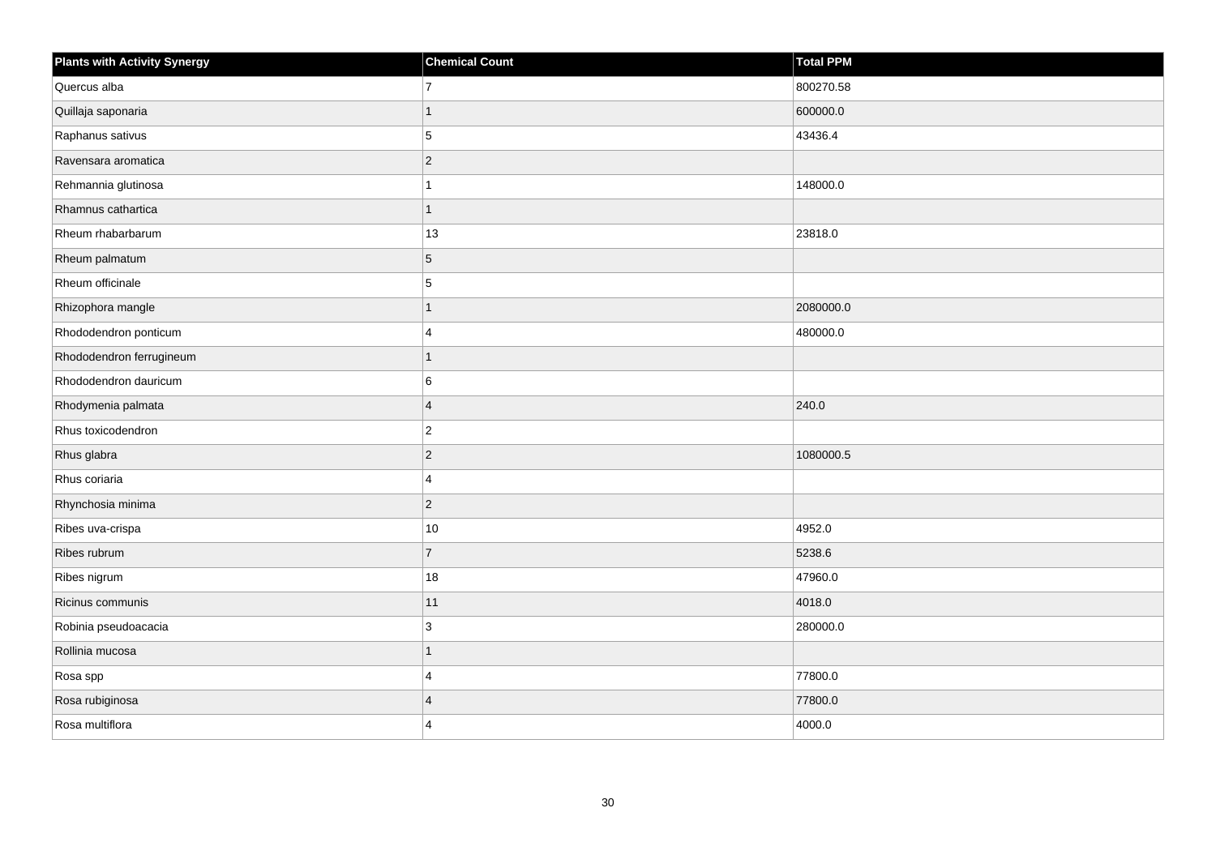| Plants with Activity Synergy | Chemical Count | Total PPM |
| --- | --- | --- |
| Quercus alba | 7 | 800270.58 |
| Quillaja saponaria | 1 | 600000.0 |
| Raphanus sativus | 5 | 43436.4 |
| Ravensara aromatica | 2 | |
| Rehmannia glutinosa | 1 | 148000.0 |
| Rhamnus cathartica | 1 | |
| Rheum rhabarbarum | 13 | 23818.0 |
| Rheum palmatum | 5 | |
| Rheum officinale | 5 | |
| Rhizophora mangle | 1 | 2080000.0 |
| Rhododendron ponticum | 4 | 480000.0 |
| Rhododendron ferrugineum | 1 | |
| Rhododendron dauricum | 6 | |
| Rhodymenia palmata | 4 | 240.0 |
| Rhus toxicodendron | 2 | |
| Rhus glabra | 2 | 1080000.5 |
| Rhus coriaria | 4 | |
| Rhynchosia minima | 2 | |
| Ribes uva-crispa | 10 | 4952.0 |
| Ribes rubrum | 7 | 5238.6 |
| Ribes nigrum | 18 | 47960.0 |
| Ricinus communis | 11 | 4018.0 |
| Robinia pseudoacacia | 3 | 280000.0 |
| Rollinia mucosa | 1 | |
| Rosa spp | 4 | 77800.0 |
| Rosa rubiginosa | 4 | 77800.0 |
| Rosa multiflora | 4 | 4000.0 |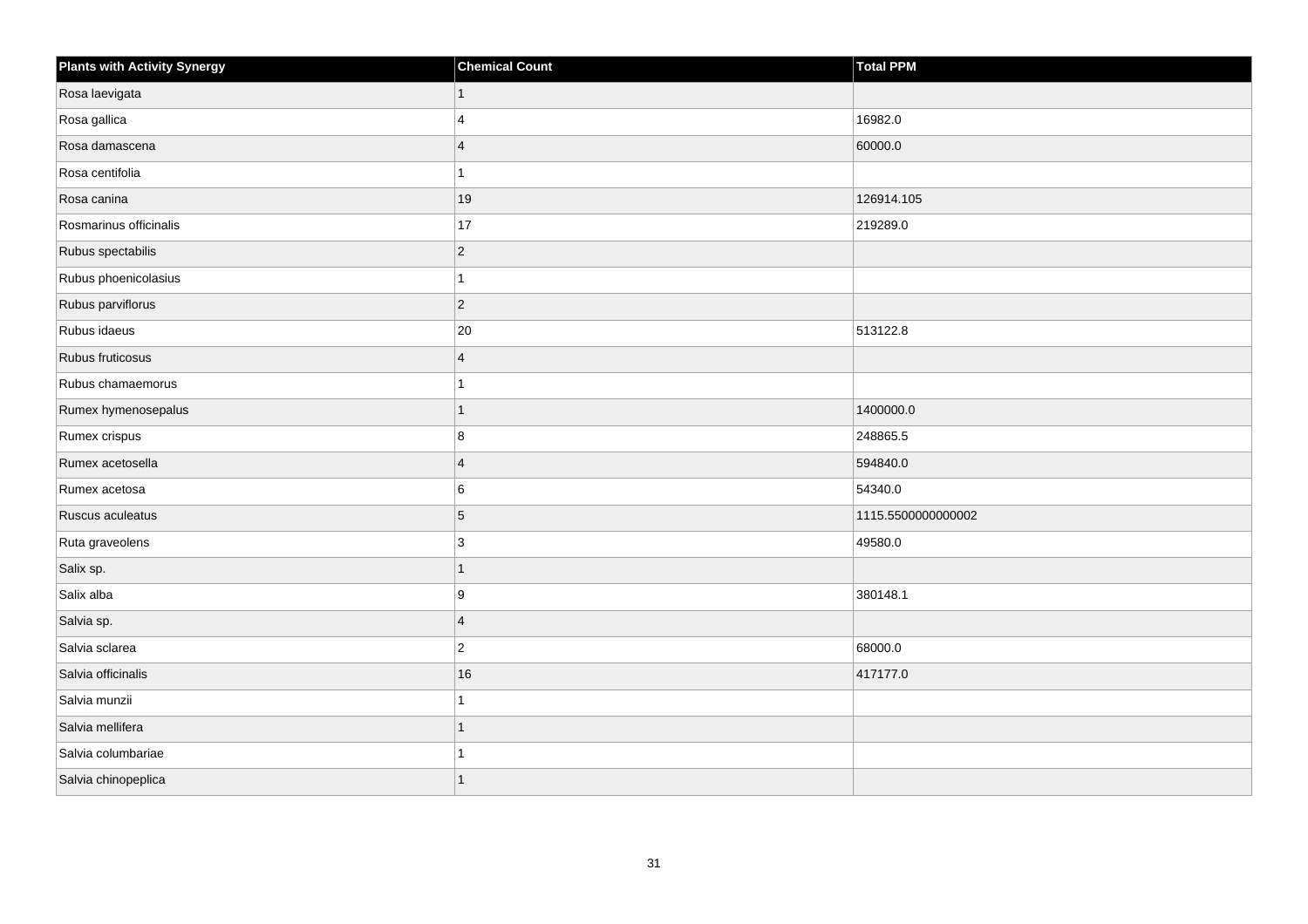| Plants with Activity Synergy | Chemical Count | Total PPM |
| --- | --- | --- |
| Rosa laevigata | 1 | |
| Rosa gallica | 4 | 16982.0 |
| Rosa damascena | 4 | 60000.0 |
| Rosa centifolia | 1 | |
| Rosa canina | 19 | 126914.105 |
| Rosmarinus officinalis | 17 | 219289.0 |
| Rubus spectabilis | 2 | |
| Rubus phoenicolasius | 1 | |
| Rubus parviflorus | 2 | |
| Rubus idaeus | 20 | 513122.8 |
| Rubus fruticosus | 4 | |
| Rubus chamaemorus | 1 | |
| Rumex hymenosepalus | 1 | 1400000.0 |
| Rumex crispus | 8 | 248865.5 |
| Rumex acetosella | 4 | 594840.0 |
| Rumex acetosa | 6 | 54340.0 |
| Ruscus aculeatus | 5 | 1115.5500000000002 |
| Ruta graveolens | 3 | 49580.0 |
| Salix sp. | 1 | |
| Salix alba | 9 | 380148.1 |
| Salvia sp. | 4 | |
| Salvia sclarea | 2 | 68000.0 |
| Salvia officinalis | 16 | 417177.0 |
| Salvia munzii | 1 | |
| Salvia mellifera | 1 | |
| Salvia columbariae | 1 | |
| Salvia chinopeplica | 1 | |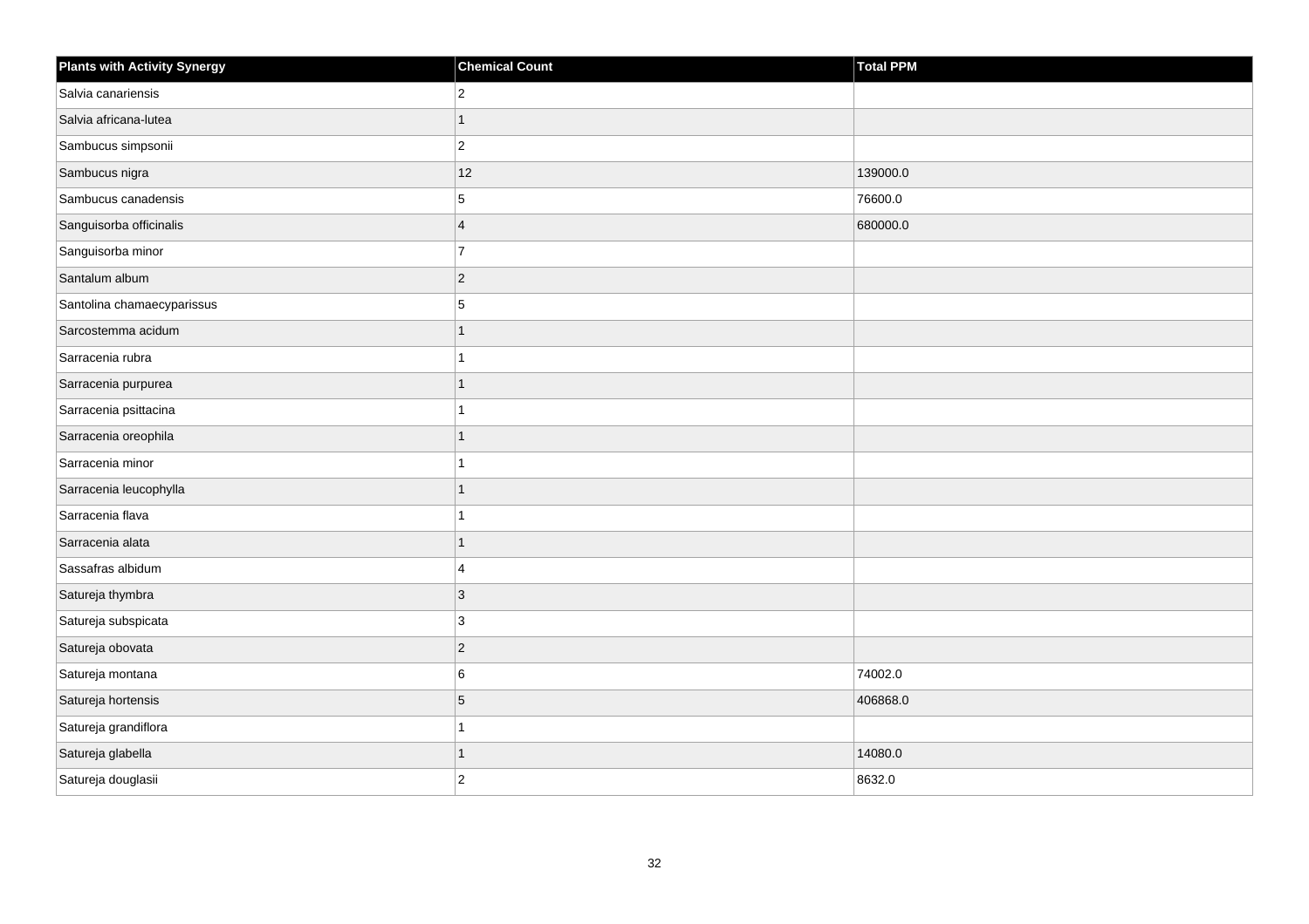| Plants with Activity Synergy | Chemical Count | Total PPM |
| --- | --- | --- |
| Salvia canariensis | 2 | |
| Salvia africana-lutea | 1 | |
| Sambucus simpsonii | 2 | |
| Sambucus nigra | 12 | 139000.0 |
| Sambucus canadensis | 5 | 76600.0 |
| Sanguisorba officinalis | 4 | 680000.0 |
| Sanguisorba minor | 7 | |
| Santalum album | 2 | |
| Santolina chamaecyparissus | 5 | |
| Sarcostemma acidum | 1 | |
| Sarracenia rubra | 1 | |
| Sarracenia purpurea | 1 | |
| Sarracenia psittacina | 1 | |
| Sarracenia oreophila | 1 | |
| Sarracenia minor | 1 | |
| Sarracenia leucophylla | 1 | |
| Sarracenia flava | 1 | |
| Sarracenia alata | 1 | |
| Sassafras albidum | 4 | |
| Satureja thymbra | 3 | |
| Satureja subspicata | 3 | |
| Satureja obovata | 2 | |
| Satureja montana | 6 | 74002.0 |
| Satureja hortensis | 5 | 406868.0 |
| Satureja grandiflora | 1 | |
| Satureja glabella | 1 | 14080.0 |
| Satureja douglasii | 2 | 8632.0 |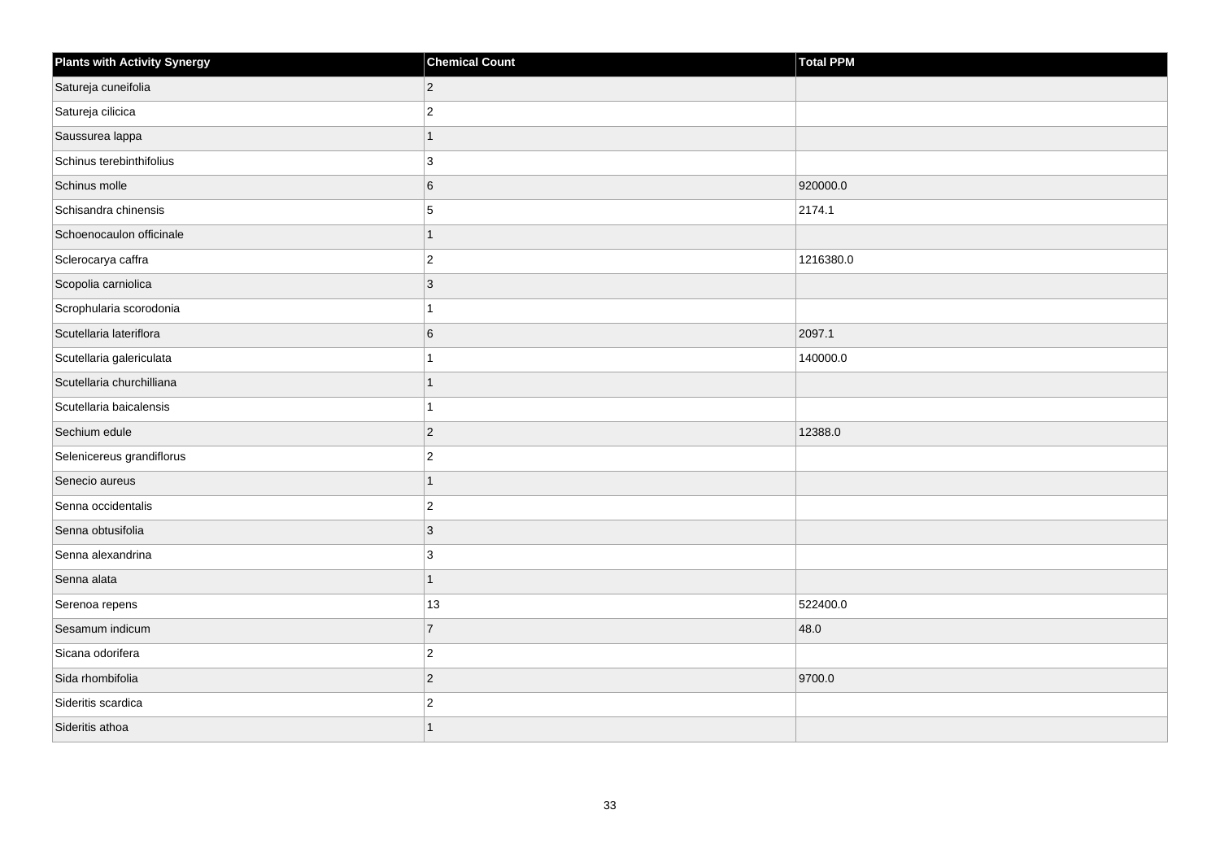| Plants with Activity Synergy | Chemical Count | Total PPM |
| --- | --- | --- |
| Satureja cuneifolia | 2 | |
| Satureja cilicica | 2 | |
| Saussurea lappa | 1 | |
| Schinus terebinthifolius | 3 | |
| Schinus molle | 6 | 920000.0 |
| Schisandra chinensis | 5 | 2174.1 |
| Schoenocaulon officinale | 1 | |
| Sclerocarya caffra | 2 | 1216380.0 |
| Scopolia carniolica | 3 | |
| Scrophularia scorodonia | 1 | |
| Scutellaria lateriflora | 6 | 2097.1 |
| Scutellaria galericulata | 1 | 140000.0 |
| Scutellaria churchilliana | 1 | |
| Scutellaria baicalensis | 1 | |
| Sechium edule | 2 | 12388.0 |
| Selenicereus grandiflorus | 2 | |
| Senecio aureus | 1 | |
| Senna occidentalis | 2 | |
| Senna obtusifolia | 3 | |
| Senna alexandrina | 3 | |
| Senna alata | 1 | |
| Serenoa repens | 13 | 522400.0 |
| Sesamum indicum | 7 | 48.0 |
| Sicana odorifera | 2 | |
| Sida rhombifolia | 2 | 9700.0 |
| Sideritis scardica | 2 | |
| Sideritis athoa | 1 | |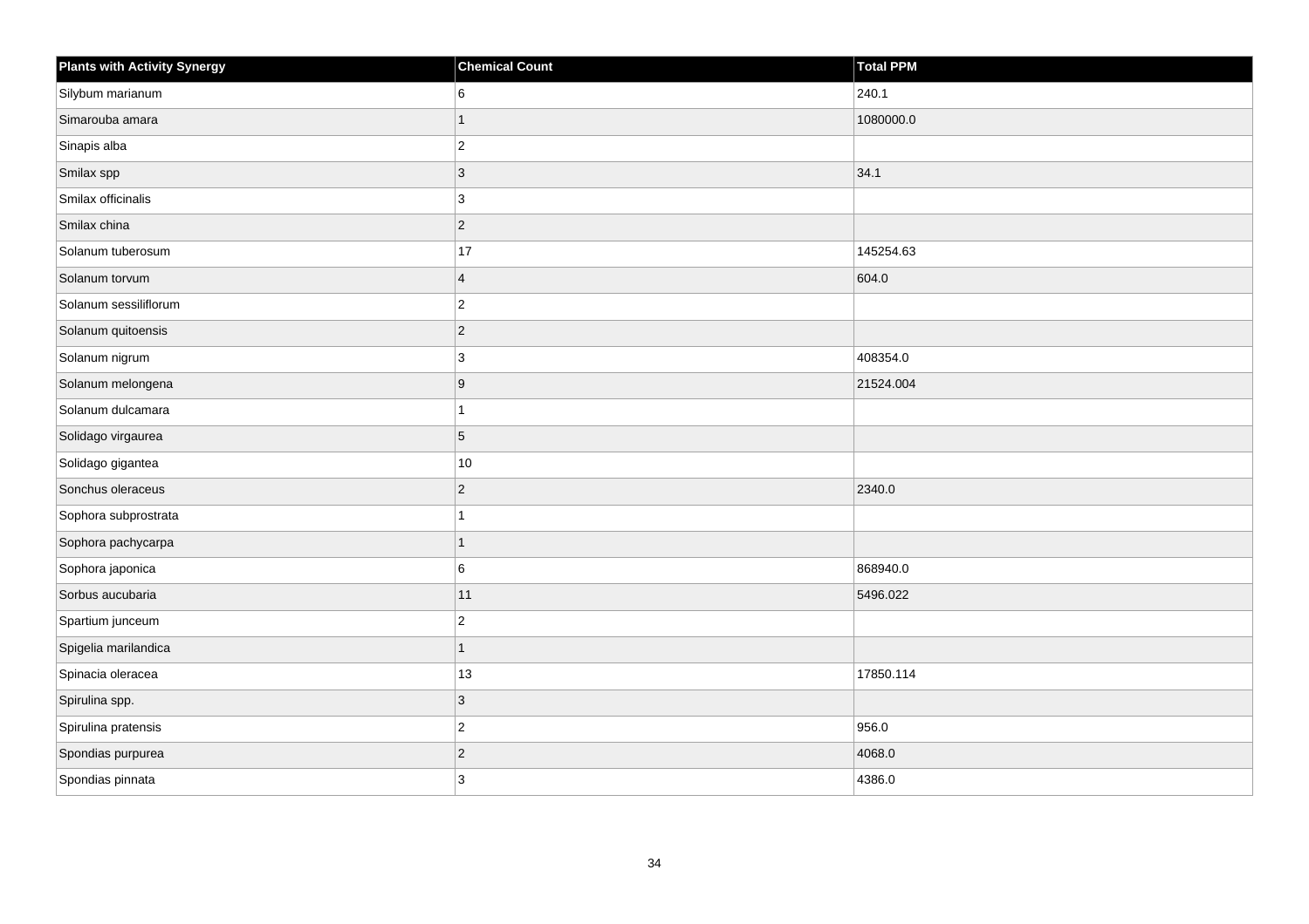| Plants with Activity Synergy | Chemical Count | Total PPM |
| --- | --- | --- |
| Silybum marianum | 6 | 240.1 |
| Simarouba amara | 1 | 1080000.0 |
| Sinapis alba | 2 | |
| Smilax spp | 3 | 34.1 |
| Smilax officinalis | 3 | |
| Smilax china | 2 | |
| Solanum tuberosum | 17 | 145254.63 |
| Solanum torvum | 4 | 604.0 |
| Solanum sessiliflorum | 2 | |
| Solanum quitoensis | 2 | |
| Solanum nigrum | 3 | 408354.0 |
| Solanum melongena | 9 | 21524.004 |
| Solanum dulcamara | 1 | |
| Solidago virgaurea | 5 | |
| Solidago gigantea | 10 | |
| Sonchus oleraceus | 2 | 2340.0 |
| Sophora subprostrata | 1 | |
| Sophora pachycarpa | 1 | |
| Sophora japonica | 6 | 868940.0 |
| Sorbus aucubaria | 11 | 5496.022 |
| Spartium junceum | 2 | |
| Spigelia marilandica | 1 | |
| Spinacia oleracea | 13 | 17850.114 |
| Spirulina spp. | 3 | |
| Spirulina pratensis | 2 | 956.0 |
| Spondias purpurea | 2 | 4068.0 |
| Spondias pinnata | 3 | 4386.0 |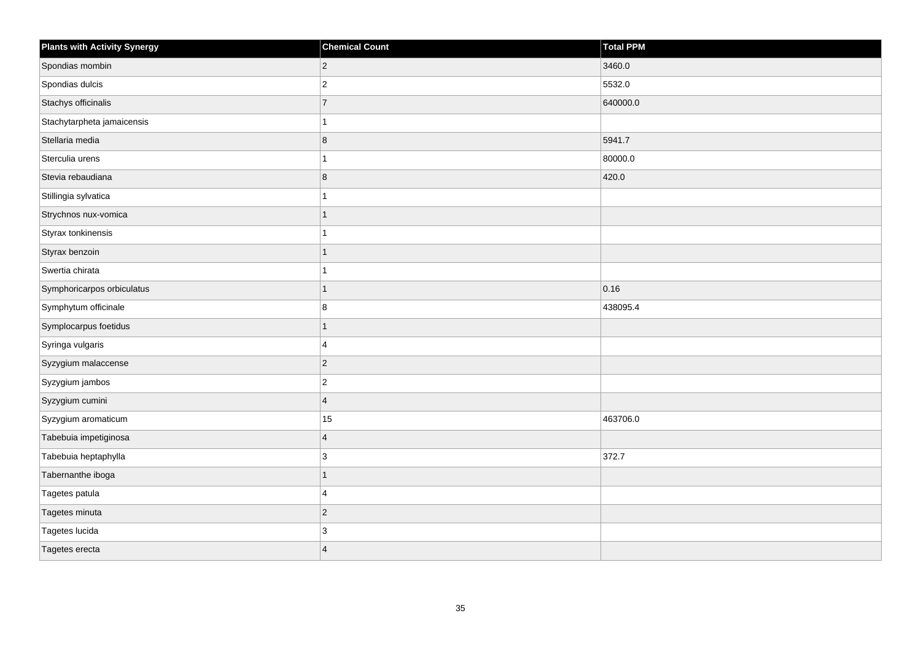| Plants with Activity Synergy | Chemical Count | Total PPM |
| --- | --- | --- |
| Spondias mombin | 2 | 3460.0 |
| Spondias dulcis | 2 | 5532.0 |
| Stachys officinalis | 7 | 640000.0 |
| Stachytarpheta jamaicensis | 1 | |
| Stellaria media | 8 | 5941.7 |
| Sterculia urens | 1 | 80000.0 |
| Stevia rebaudiana | 8 | 420.0 |
| Stillingia sylvatica | 1 | |
| Strychnos nux-vomica | 1 | |
| Styrax tonkinensis | 1 | |
| Styrax benzoin | 1 | |
| Swertia chirata | 1 | |
| Symphoricarpos orbiculatus | 1 | 0.16 |
| Symphytum officinale | 8 | 438095.4 |
| Symplocarpus foetidus | 1 | |
| Syringa vulgaris | 4 | |
| Syzygium malaccense | 2 | |
| Syzygium jambos | 2 | |
| Syzygium cumini | 4 | |
| Syzygium aromaticum | 15 | 463706.0 |
| Tabebuia impetiginosa | 4 | |
| Tabebuia heptaphylla | 3 | 372.7 |
| Tabernanthe iboga | 1 | |
| Tagetes patula | 4 | |
| Tagetes minuta | 2 | |
| Tagetes lucida | 3 | |
| Tagetes erecta | 4 | |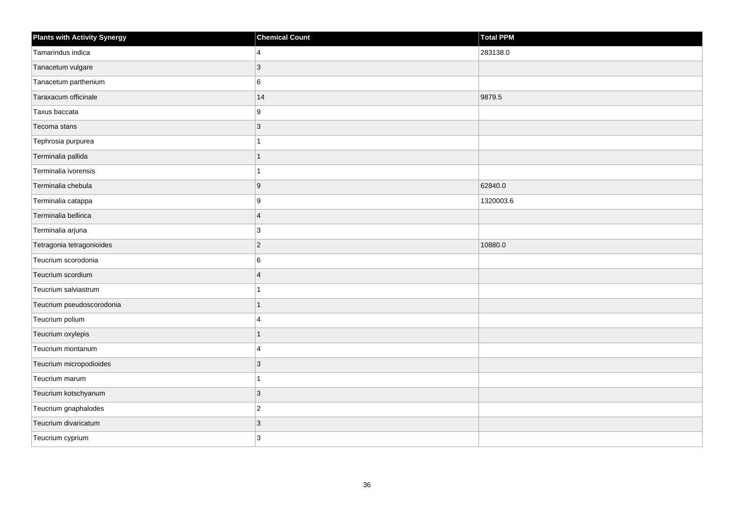| Plants with Activity Synergy | Chemical Count | Total PPM |
|---|---|---|
| Tamarindus indica | 4 | 283138.0 |
| Tanacetum vulgare | 3 | |
| Tanacetum parthenium | 6 | |
| Taraxacum officinale | 14 | 9879.5 |
| Taxus baccata | 9 | |
| Tecoma stans | 3 | |
| Tephrosia purpurea | 1 | |
| Terminalia pallida | 1 | |
| Terminalia ivorensis | 1 | |
| Terminalia chebula | 9 | 62840.0 |
| Terminalia catappa | 9 | 1320003.6 |
| Terminalia bellirica | 4 | |
| Terminalia arjuna | 3 | |
| Tetragonia tetragonioides | 2 | 10880.0 |
| Teucrium scorodonia | 6 | |
| Teucrium scordium | 4 | |
| Teucrium salviastrum | 1 | |
| Teucrium pseudoscorodonia | 1 | |
| Teucrium polium | 4 | |
| Teucrium oxylepis | 1 | |
| Teucrium montanum | 4 | |
| Teucrium micropodioides | 3 | |
| Teucrium marum | 1 | |
| Teucrium kotschyanum | 3 | |
| Teucrium gnaphalodes | 2 | |
| Teucrium divaricatum | 3 | |
| Teucrium cyprium | 3 | |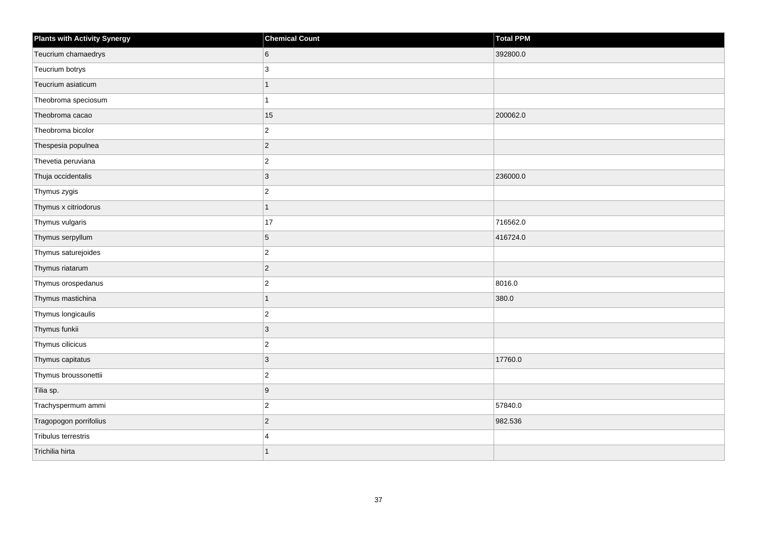| Plants with Activity Synergy | Chemical Count | Total PPM |
| --- | --- | --- |
| Teucrium chamaedrys | 6 | 392800.0 |
| Teucrium botrys | 3 | |
| Teucrium asiaticum | 1 | |
| Theobroma speciosum | 1 | |
| Theobroma cacao | 15 | 200062.0 |
| Theobroma bicolor | 2 | |
| Thespesia populnea | 2 | |
| Thevetia peruviana | 2 | |
| Thuja occidentalis | 3 | 236000.0 |
| Thymus zygis | 2 | |
| Thymus x citriodorus | 1 | |
| Thymus vulgaris | 17 | 716562.0 |
| Thymus serpyllum | 5 | 416724.0 |
| Thymus saturejoides | 2 | |
| Thymus riatarum | 2 | |
| Thymus orospedanus | 2 | 8016.0 |
| Thymus mastichina | 1 | 380.0 |
| Thymus longicaulis | 2 | |
| Thymus funkii | 3 | |
| Thymus cilicicus | 2 | |
| Thymus capitatus | 3 | 17760.0 |
| Thymus broussonettii | 2 | |
| Tilia sp. | 9 | |
| Trachyspermum ammi | 2 | 57840.0 |
| Tragopogon porrifolius | 2 | 982.536 |
| Tribulus terrestris | 4 | |
| Trichilia hirta | 1 | |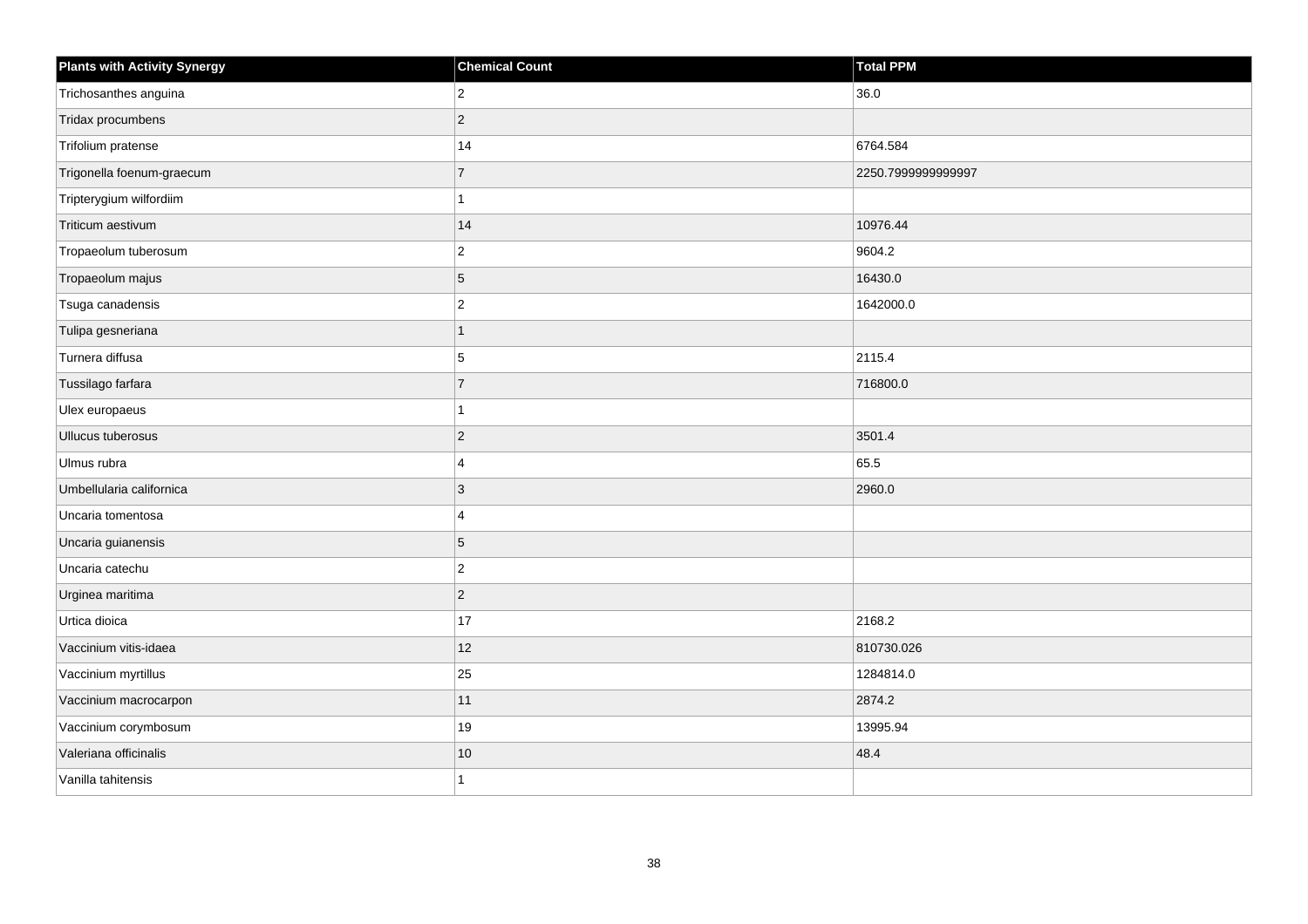| Plants with Activity Synergy | Chemical Count | Total PPM |
| --- | --- | --- |
| Trichosanthes anguina | 2 | 36.0 |
| Tridax procumbens | 2 | |
| Trifolium pratense | 14 | 6764.584 |
| Trigonella foenum-graecum | 7 | 2250.7999999999997 |
| Tripterygium wilfordiim | 1 | |
| Triticum aestivum | 14 | 10976.44 |
| Tropaeolum tuberosum | 2 | 9604.2 |
| Tropaeolum majus | 5 | 16430.0 |
| Tsuga canadensis | 2 | 1642000.0 |
| Tulipa gesneriana | 1 | |
| Turnera diffusa | 5 | 2115.4 |
| Tussilago farfara | 7 | 716800.0 |
| Ulex europaeus | 1 | |
| Ullucus tuberosus | 2 | 3501.4 |
| Ulmus rubra | 4 | 65.5 |
| Umbellularia californica | 3 | 2960.0 |
| Uncaria tomentosa | 4 | |
| Uncaria guianensis | 5 | |
| Uncaria catechu | 2 | |
| Urginea maritima | 2 | |
| Urtica dioica | 17 | 2168.2 |
| Vaccinium vitis-idaea | 12 | 810730.026 |
| Vaccinium myrtillus | 25 | 1284814.0 |
| Vaccinium macrocarpon | 11 | 2874.2 |
| Vaccinium corymbosum | 19 | 13995.94 |
| Valeriana officinalis | 10 | 48.4 |
| Vanilla tahitensis | 1 | |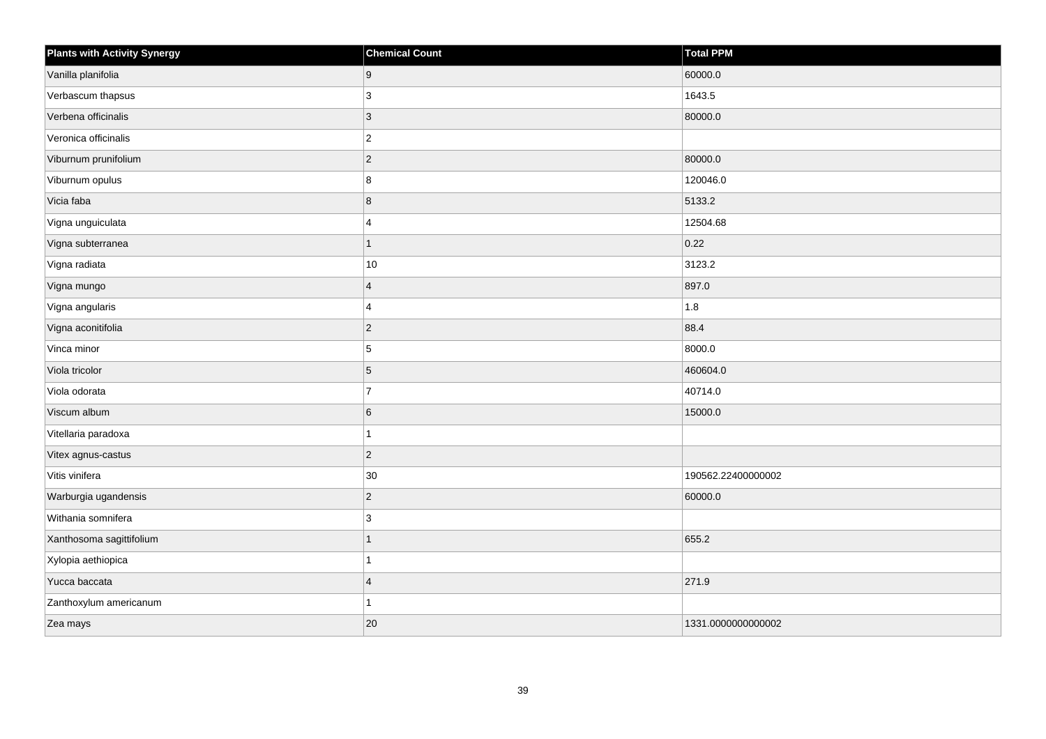| Plants with Activity Synergy | Chemical Count | Total PPM |
|---|---|---|
| Vanilla planifolia | 9 | 60000.0 |
| Verbascum thapsus | 3 | 1643.5 |
| Verbena officinalis | 3 | 80000.0 |
| Veronica officinalis | 2 | |
| Viburnum prunifolium | 2 | 80000.0 |
| Viburnum opulus | 8 | 120046.0 |
| Vicia faba | 8 | 5133.2 |
| Vigna unguiculata | 4 | 12504.68 |
| Vigna subterranea | 1 | 0.22 |
| Vigna radiata | 10 | 3123.2 |
| Vigna mungo | 4 | 897.0 |
| Vigna angularis | 4 | 1.8 |
| Vigna aconitifolia | 2 | 88.4 |
| Vinca minor | 5 | 8000.0 |
| Viola tricolor | 5 | 460604.0 |
| Viola odorata | 7 | 40714.0 |
| Viscum album | 6 | 15000.0 |
| Vitellaria paradoxa | 1 | |
| Vitex agnus-castus | 2 | |
| Vitis vinifera | 30 | 190562.22400000002 |
| Warburgia ugandensis | 2 | 60000.0 |
| Withania somnifera | 3 | |
| Xanthosoma sagittifolium | 1 | 655.2 |
| Xylopia aethiopica | 1 | |
| Yucca baccata | 4 | 271.9 |
| Zanthoxylum americanum | 1 | |
| Zea mays | 20 | 1331.0000000000002 |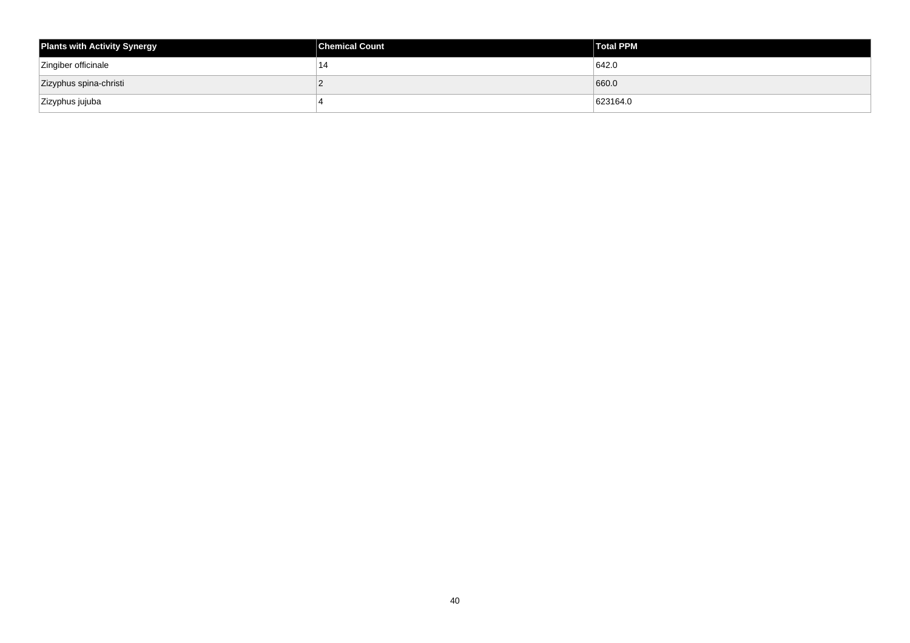| Plants with Activity Synergy | Chemical Count | Total PPM |
|---|---|---|
| Zingiber officinale | 14 | 642.0 |
| Zizyphus spina-christi | 2 | 660.0 |
| Zizyphus jujuba | 4 | 623164.0 |